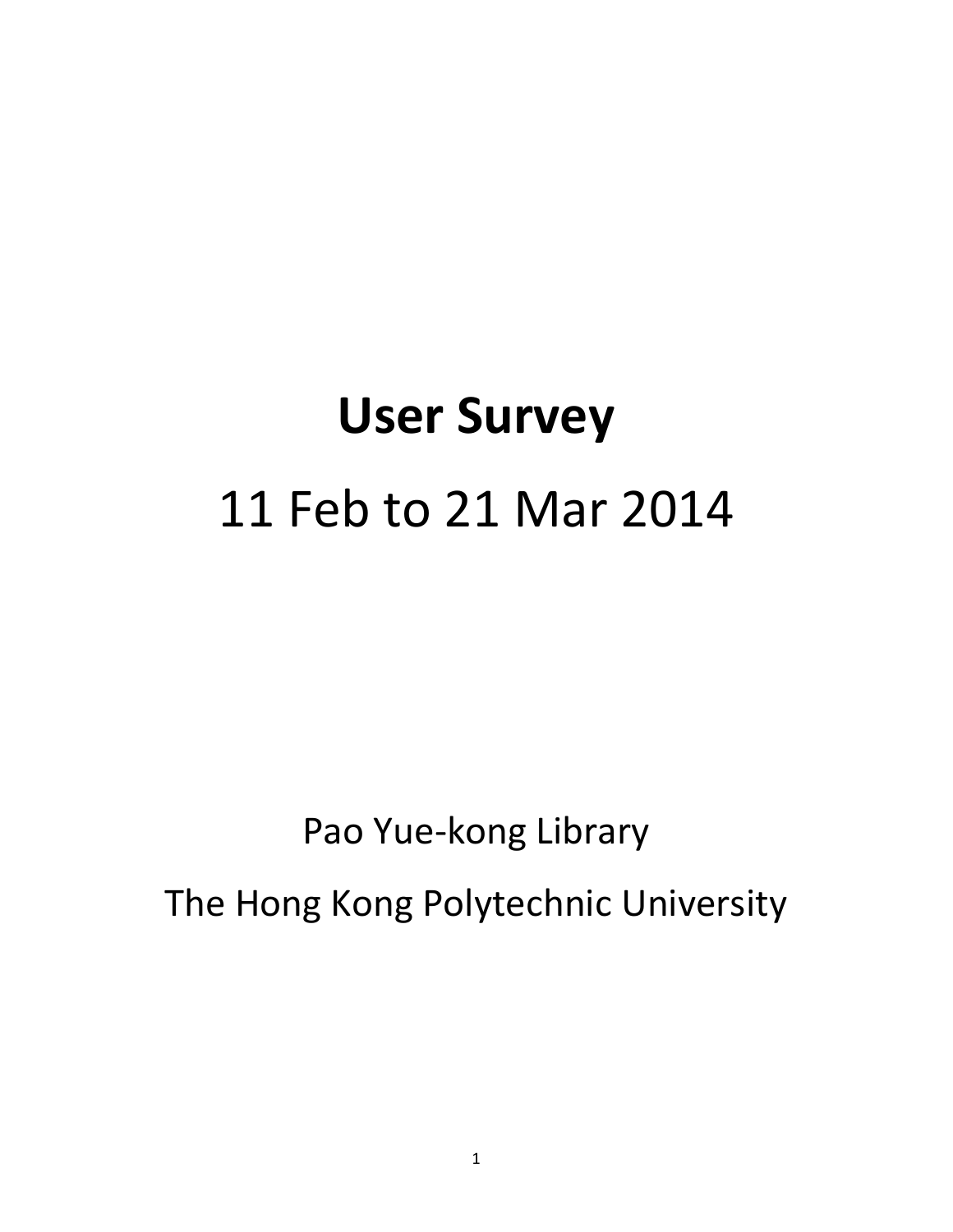# User Survey

## 11 Feb to 21 Mar 2014

Pao Yue-kong Library

The Hong Kong Polytechnic University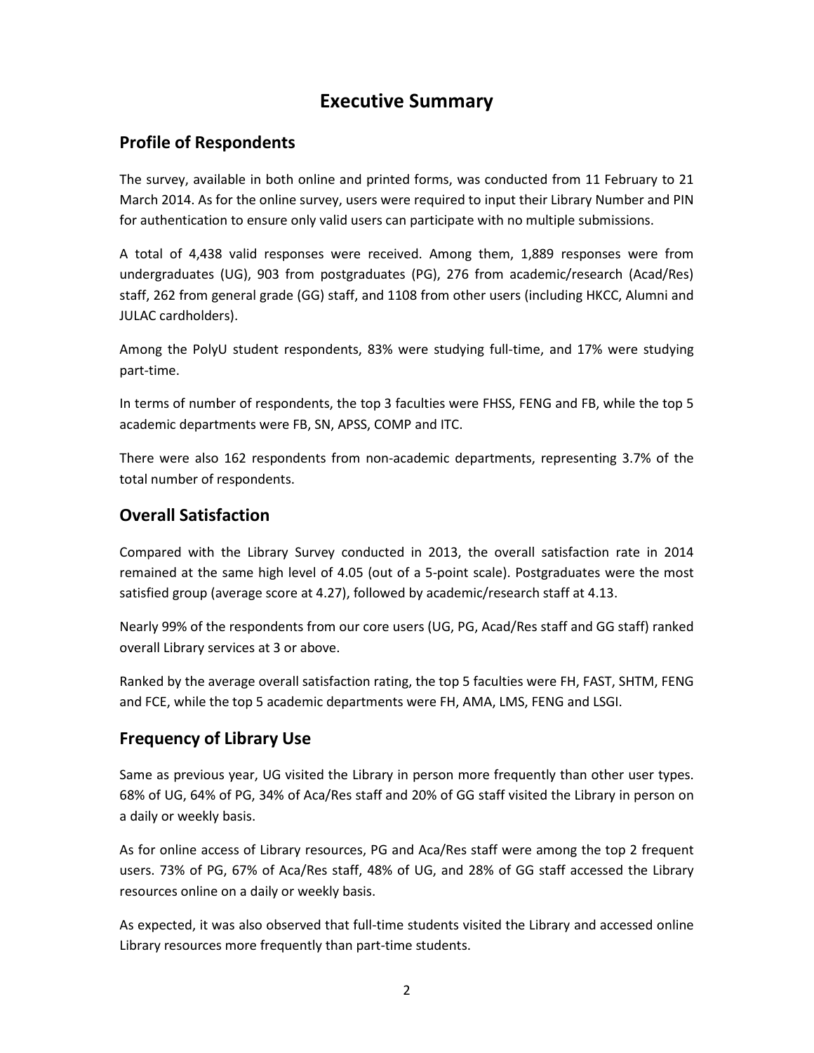# Executive Summary

## Profile of Respondents

The survey, available in both online and printed forms, was conducted from 11 February to 21 March 2014. As for the online survey, users were required to input their Library Number and PIN for authentication to ensure only valid users can participate with no multiple submissions.

A total of 4,438 valid responses were received. Among them, 1,889 responses were from undergraduates (UG), 903 from postgraduates (PG), 276 from academic/research (Acad/Res) staff, 262 from general grade (GG) staff, and 1108 from other users (including HKCC, Alumni and JULAC cardholders).

Among the PolyU student respondents, 83% were studying full-time, and 17% were studying part-time.

In terms of number of respondents, the top 3 faculties were FHSS, FENG and FB, while the top 5 academic departments were FB, SN, APSS, COMP and ITC.

There were also 162 respondents from non-academic departments, representing 3.7% of the total number of respondents.

## Overall Satisfaction

Compared with the Library Survey conducted in 2013, the overall satisfaction rate in 2014 remained at the same high level of 4.05 (out of a 5-point scale). Postgraduates were the most satisfied group (average score at 4.27), followed by academic/research staff at 4.13.

Nearly 99% of the respondents from our core users (UG, PG, Acad/Res staff and GG staff) ranked overall Library services at 3 or above.

Ranked by the average overall satisfaction rating, the top 5 faculties were FH, FAST, SHTM, FENG and FCE, while the top 5 academic departments were FH, AMA, LMS, FENG and LSGI.

## Frequency of Library Use

Same as previous year, UG visited the Library in person more frequently than other user types. 68% of UG, 64% of PG, 34% of Aca/Res staff and 20% of GG staff visited the Library in person on a daily or weekly basis.

As for online access of Library resources, PG and Aca/Res staff were among the top 2 frequent users. 73% of PG, 67% of Aca/Res staff, 48% of UG, and 28% of GG staff accessed the Library resources online on a daily or weekly basis.

As expected, it was also observed that full-time students visited the Library and accessed online Library resources more frequently than part-time students.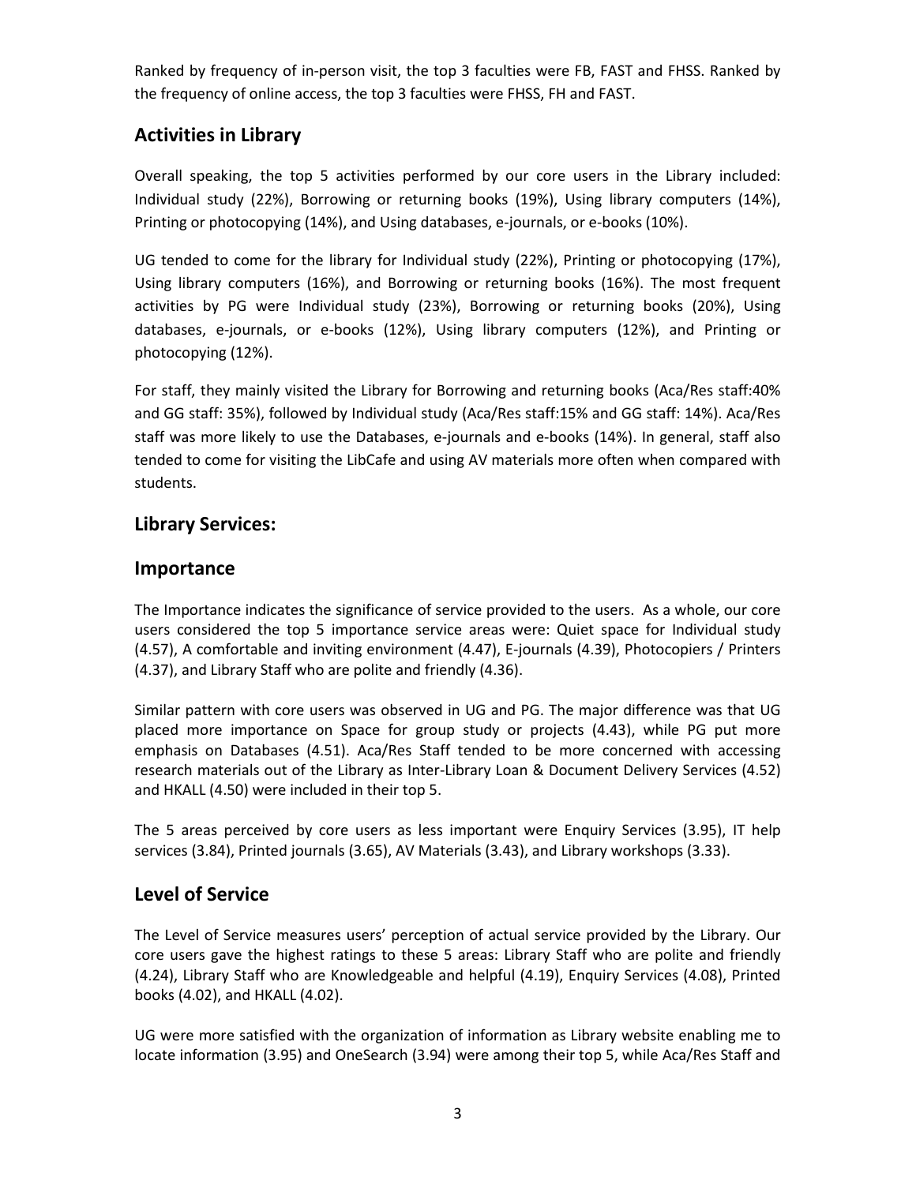Ranked by frequency of in-person visit, the top 3 faculties were FB, FAST and FHSS. Ranked by the frequency of online access, the top 3 faculties were FHSS, FH and FAST.

## Activities in Library

Overall speaking, the top 5 activities performed by our core users in the Library included: Individual study (22%), Borrowing or returning books (19%), Using library computers (14%), Printing or photocopying (14%), and Using databases, e-journals, or e-books (10%).

UG tended to come for the library for Individual study (22%), Printing or photocopying (17%), Using library computers (16%), and Borrowing or returning books (16%). The most frequent activities by PG were Individual study (23%), Borrowing or returning books (20%), Using databases, e-journals, or e-books (12%), Using library computers (12%), and Printing or photocopying (12%).

For staff, they mainly visited the Library for Borrowing and returning books (Aca/Res staff:40% and GG staff: 35%), followed by Individual study (Aca/Res staff:15% and GG staff: 14%). Aca/Res staff was more likely to use the Databases, e-journals and e-books (14%). In general, staff also tended to come for visiting the LibCafe and using AV materials more often when compared with students.

## Library Services:

## Importance

The Importance indicates the significance of service provided to the users. As a whole, our core users considered the top 5 importance service areas were: Quiet space for Individual study (4.57), A comfortable and inviting environment (4.47), E-journals (4.39), Photocopiers / Printers (4.37), and Library Staff who are polite and friendly (4.36).

Similar pattern with core users was observed in UG and PG. The major difference was that UG placed more importance on Space for group study or projects (4.43), while PG put more emphasis on Databases (4.51). Aca/Res Staff tended to be more concerned with accessing research materials out of the Library as Inter-Library Loan & Document Delivery Services (4.52) and HKALL (4.50) were included in their top 5.

The 5 areas perceived by core users as less important were Enquiry Services (3.95), IT help services (3.84), Printed journals (3.65), AV Materials (3.43), and Library workshops (3.33).

## Level of Service

The Level of Service measures users' perception of actual service provided by the Library. Our core users gave the highest ratings to these 5 areas: Library Staff who are polite and friendly (4.24), Library Staff who are Knowledgeable and helpful (4.19), Enquiry Services (4.08), Printed books (4.02), and HKALL (4.02).

UG were more satisfied with the organization of information as Library website enabling me to locate information (3.95) and OneSearch (3.94) were among their top 5, while Aca/Res Staff and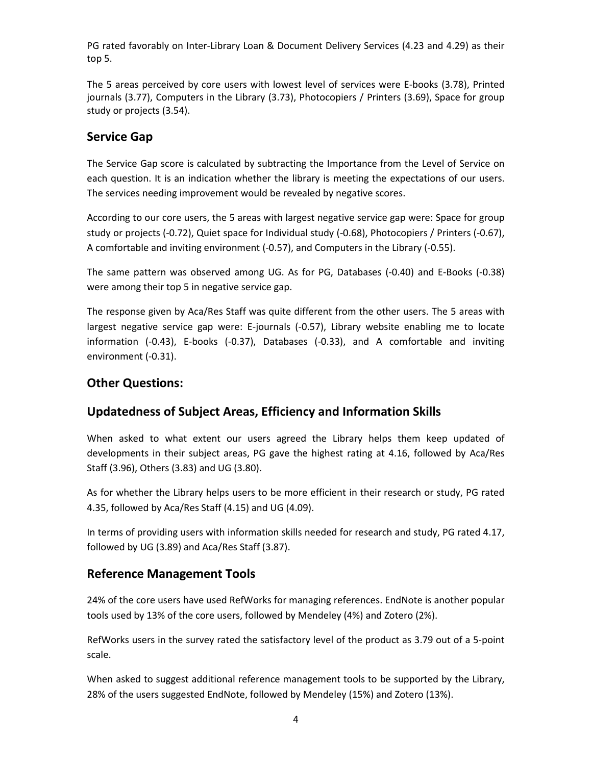PG rated favorably on Inter-Library Loan & Document Delivery Services (4.23 and 4.29) as their top 5.

The 5 areas perceived by core users with lowest level of services were E-books (3.78), Printed journals (3.77), Computers in the Library (3.73), Photocopiers / Printers (3.69), Space for group study or projects (3.54).

## Service Gap

The Service Gap score is calculated by subtracting the Importance from the Level of Service on each question. It is an indication whether the library is meeting the expectations of our users. The services needing improvement would be revealed by negative scores.

According to our core users, the 5 areas with largest negative service gap were: Space for group study or projects (-0.72), Quiet space for Individual study (-0.68), Photocopiers / Printers (-0.67), A comfortable and inviting environment (-0.57), and Computers in the Library (-0.55).

The same pattern was observed among UG. As for PG, Databases (-0.40) and E-Books (-0.38) were among their top 5 in negative service gap.

The response given by Aca/Res Staff was quite different from the other users. The 5 areas with largest negative service gap were: E-journals (-0.57), Library website enabling me to locate information (-0.43), E-books (-0.37), Databases (-0.33), and A comfortable and inviting environment (-0.31).

## Other Questions:

## Updatedness of Subject Areas, Efficiency and Information Skills

When asked to what extent our users agreed the Library helps them keep updated of developments in their subject areas, PG gave the highest rating at 4.16, followed by Aca/Res Staff (3.96), Others (3.83) and UG (3.80).

As for whether the Library helps users to be more efficient in their research or study, PG rated 4.35, followed by Aca/Res Staff (4.15) and UG (4.09).

In terms of providing users with information skills needed for research and study, PG rated 4.17, followed by UG (3.89) and Aca/Res Staff (3.87).

## Reference Management Tools

24% of the core users have used RefWorks for managing references. EndNote is another popular tools used by 13% of the core users, followed by Mendeley (4%) and Zotero (2%).

RefWorks users in the survey rated the satisfactory level of the product as 3.79 out of a 5-point scale.

When asked to suggest additional reference management tools to be supported by the Library, 28% of the users suggested EndNote, followed by Mendeley (15%) and Zotero (13%).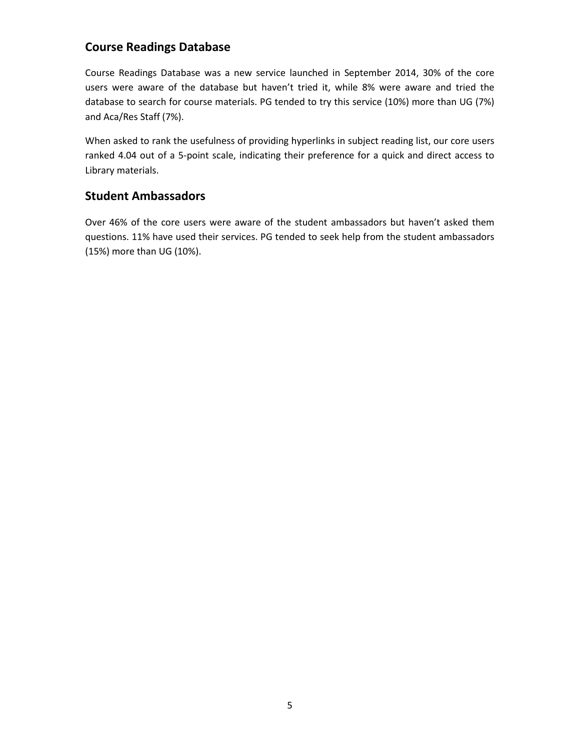## Course Readings Database

Course Readings Database was a new service launched in September 2014, 30% of the core users were aware of the database but haven't tried it, while 8% were aware and tried the database to search for course materials. PG tended to try this service (10%) more than UG (7%) and Aca/Res Staff (7%).

When asked to rank the usefulness of providing hyperlinks in subject reading list, our core users ranked 4.04 out of a 5-point scale, indicating their preference for a quick and direct access to Library materials.

## Student Ambassadors

Over 46% of the core users were aware of the student ambassadors but haven't asked them questions. 11% have used their services. PG tended to seek help from the student ambassadors (15%) more than UG (10%).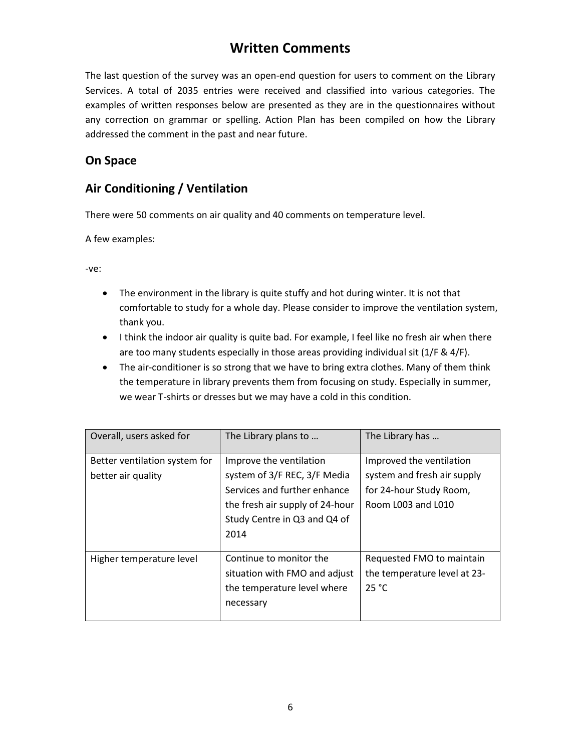# Written Comments

The last question of the survey was an open-end question for users to comment on the Library Services. A total of 2035 entries were received and classified into various categories. The examples of written responses below are presented as they are in the questionnaires without any correction on grammar or spelling. Action Plan has been compiled on how the Library addressed the comment in the past and near future.

## On Space

## Air Conditioning / Ventilation

There were 50 comments on air quality and 40 comments on temperature level.

A few examples:

-ve:

- The environment in the library is quite stuffy and hot during winter. It is not that comfortable to study for a whole day. Please consider to improve the ventilation system, thank you.
- I think the indoor air quality is quite bad. For example, I feel like no fresh air when there are too many students especially in those areas providing individual sit (1/F & 4/F).
- The air-conditioner is so strong that we have to bring extra clothes. Many of them think the temperature in library prevents them from focusing on study. Especially in summer, we wear T-shirts or dresses but we may have a cold in this condition.

| Overall, users asked for | The Library plans to … | The Library has … |
|---|---|---|
| Better ventilation system for better air quality | Improve the ventilation system of 3/F REC, 3/F Media Services and further enhance the fresh air supply of 24-hour Study Centre in Q3 and Q4 of 2014 | Improved the ventilation system and fresh air supply for 24-hour Study Room, Room L003 and L010 |
| Higher temperature level | Continue to monitor the situation with FMO and adjust the temperature level where necessary | Requested FMO to maintain the temperature level at 23-25 °C |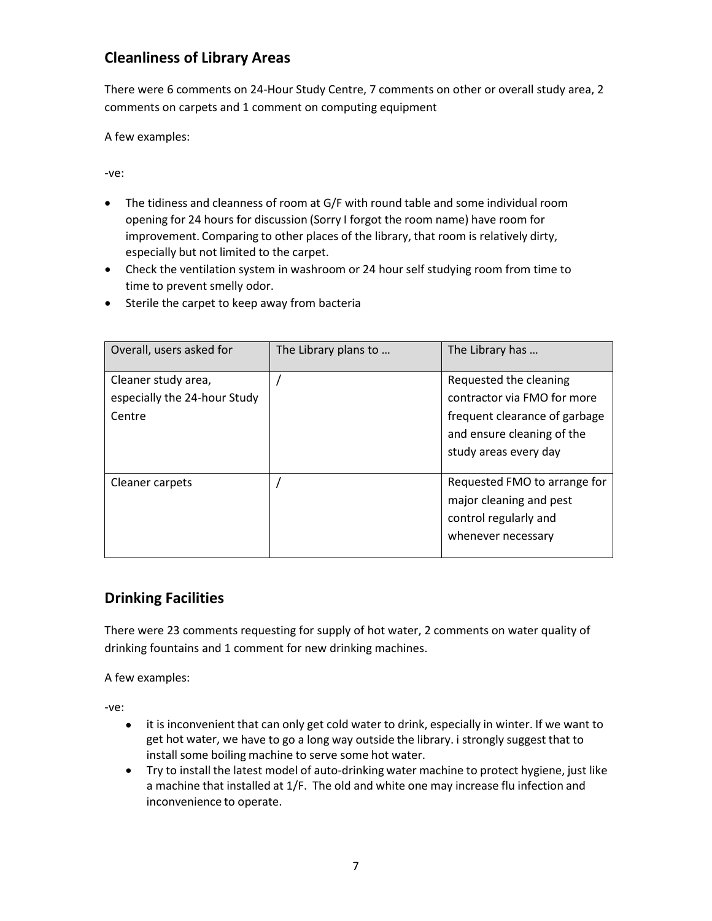## Cleanliness of Library Areas

There were 6 comments on 24-Hour Study Centre, 7 comments on other or overall study area, 2 comments on carpets and 1 comment on computing equipment

A few examples:

-ve:

- The tidiness and cleanness of room at G/F with round table and some individual room opening for 24 hours for discussion (Sorry I forgot the room name) have room for improvement. Comparing to other places of the library, that room is relatively dirty, especially but not limited to the carpet.
- Check the ventilation system in washroom or 24 hour self studying room from time to time to prevent smelly odor.
- Sterile the carpet to keep away from bacteria

| Overall, users asked for | The Library plans to … | The Library has … |
|---|---|---|
| Cleaner study area, especially the 24-hour Study Centre | / | Requested the cleaning contractor via FMO for more frequent clearance of garbage and ensure cleaning of the study areas every day |
| Cleaner carpets | / | Requested FMO to arrange for major cleaning and pest control regularly and whenever necessary |

## Drinking Facilities

There were 23 comments requesting for supply of hot water, 2 comments on water quality of drinking fountains and 1 comment for new drinking machines.

A few examples:

-ve:

- it is inconvenient that can only get cold water to drink, especially in winter. If we want to get hot water, we have to go a long way outside the library. i strongly suggest that to install some boiling machine to serve some hot water.
- Try to install the latest model of auto-drinking water machine to protect hygiene, just like a machine that installed at 1/F. The old and white one may increase flu infection and inconvenience to operate.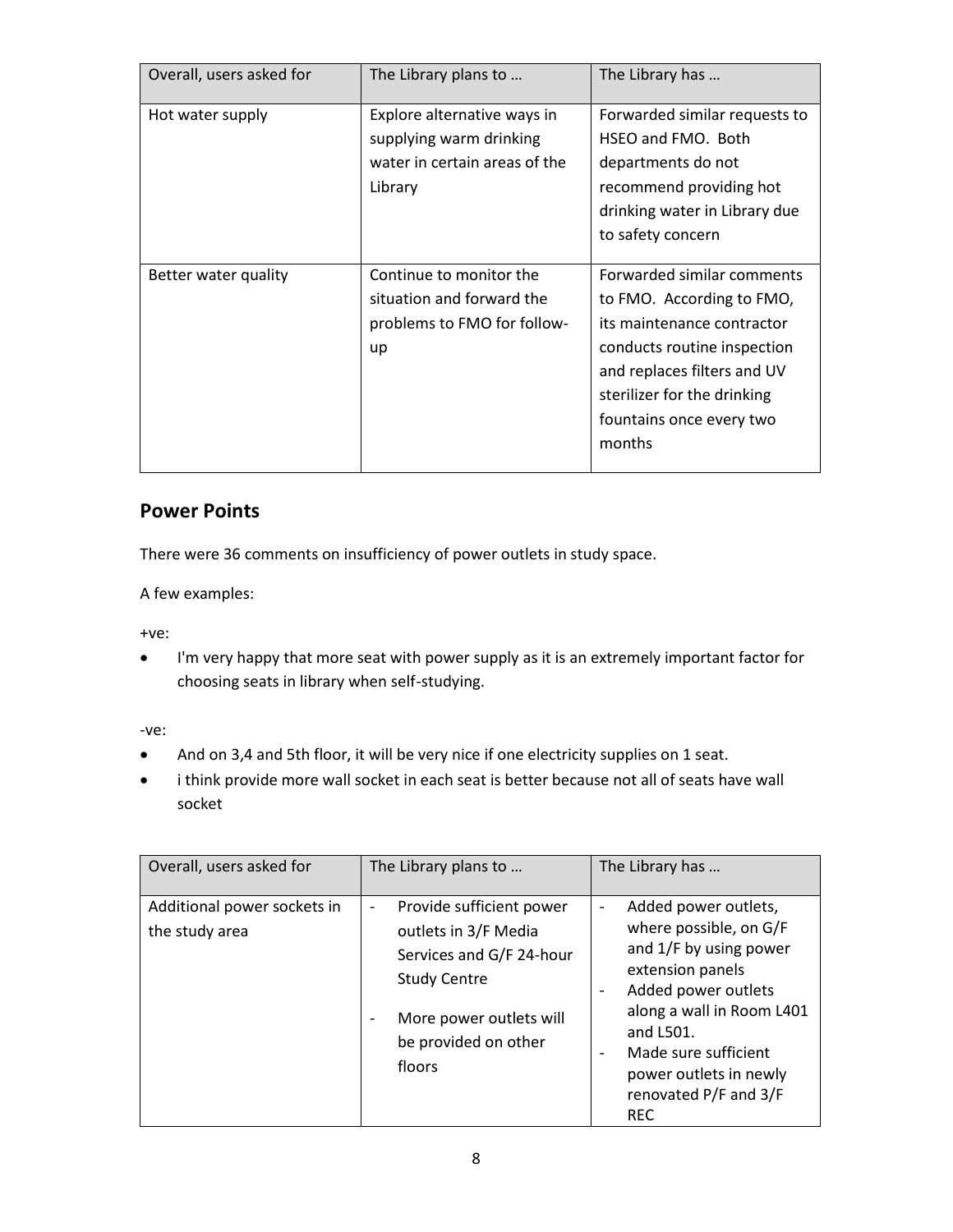| Overall, users asked for | The Library plans to … | The Library has … |
|---|---|---|
| Hot water supply | Explore alternative ways in supplying warm drinking water in certain areas of the Library | Forwarded similar requests to HSEO and FMO. Both departments do not recommend providing hot drinking water in Library due to safety concern |
| Better water quality | Continue to monitor the situation and forward the problems to FMO for follow-up | Forwarded similar comments to FMO. According to FMO, its maintenance contractor conducts routine inspection and replaces filters and UV sterilizer for the drinking fountains once every two months |

## Power Points

There were 36 comments on insufficiency of power outlets in study space.

A few examples:

+ve:

- I'm very happy that more seat with power supply as it is an extremely important factor for choosing seats in library when self-studying.

-ve:

- And on 3,4 and 5th floor, it will be very nice if one electricity supplies on 1 seat.
- i think provide more wall socket in each seat is better because not all of seats have wall socket

| Overall, users asked for | The Library plans to … | The Library has … |
|---|---|---|
| Additional power sockets in the study area | - Provide sufficient power outlets in 3/F Media Services and G/F 24-hour Study Centre<br>- More power outlets will be provided on other floors | - Added power outlets, where possible, on G/F and 1/F by using power extension panels<br>- Added power outlets along a wall in Room L401 and L501.<br>- Made sure sufficient power outlets in newly renovated P/F and 3/F REC |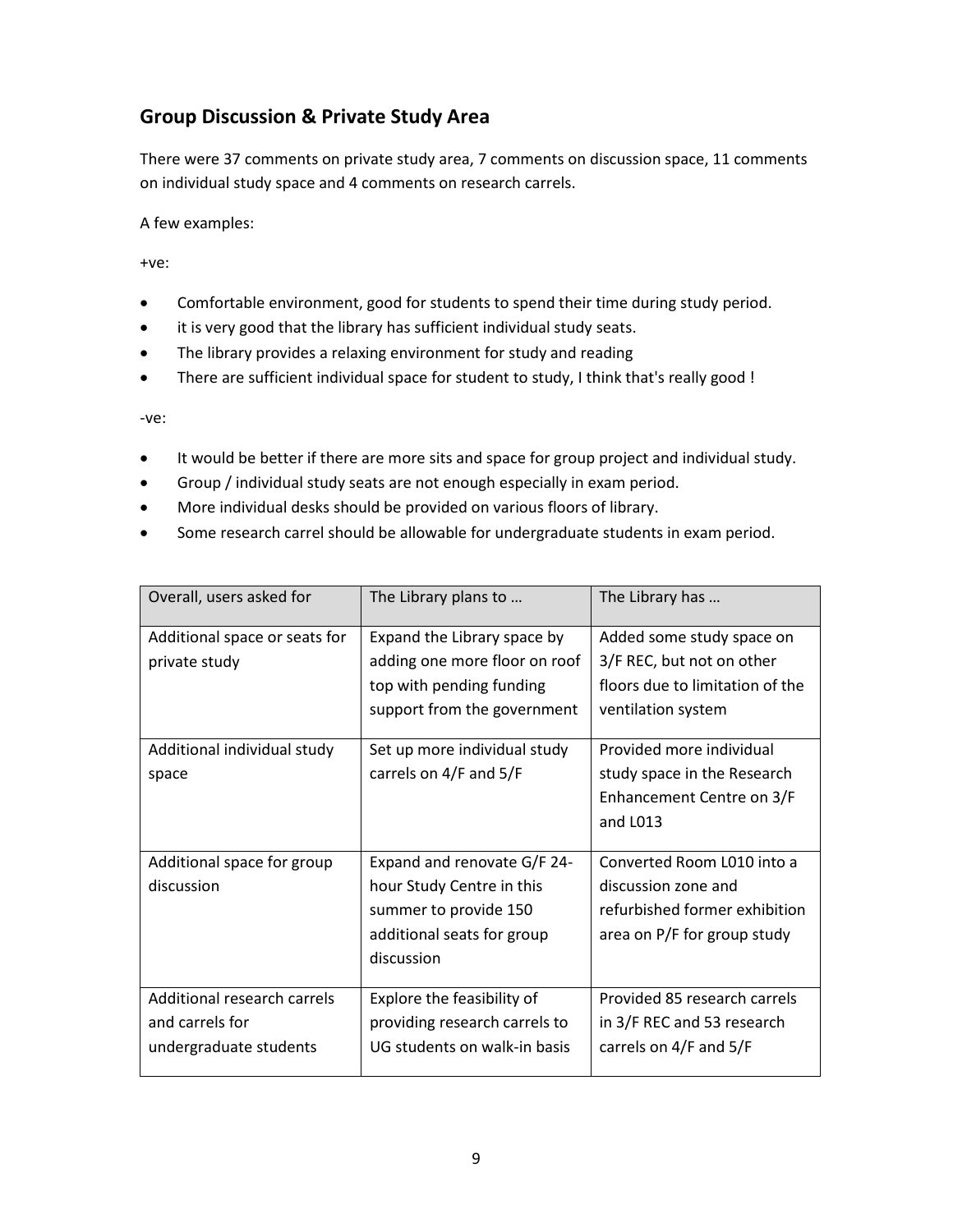## Group Discussion & Private Study Area

There were 37 comments on private study area, 7 comments on discussion space, 11 comments on individual study space and 4 comments on research carrels.

A few examples:

+ve:

- Comfortable environment, good for students to spend their time during study period.
- it is very good that the library has sufficient individual study seats.
- The library provides a relaxing environment for study and reading
- There are sufficient individual space for student to study, I think that's really good !

-ve:

- It would be better if there are more sits and space for group project and individual study.
- Group / individual study seats are not enough especially in exam period.
- More individual desks should be provided on various floors of library.
- Some research carrel should be allowable for undergraduate students in exam period.

| Overall, users asked for | The Library plans to … | The Library has … |
|---|---|---|
| Additional space or seats for private study | Expand the Library space by adding one more floor on roof top with pending funding support from the government | Added some study space on 3/F REC, but not on other floors due to limitation of the ventilation system |
| Additional individual study space | Set up more individual study carrels on 4/F and 5/F | Provided more individual study space in the Research Enhancement Centre on 3/F and L013 |
| Additional space for group discussion | Expand and renovate G/F 24-hour Study Centre in this summer to provide 150 additional seats for group discussion | Converted Room L010 into a discussion zone and refurbished former exhibition area on P/F for group study |
| Additional research carrels and carrels for undergraduate students | Explore the feasibility of providing research carrels to UG students on walk-in basis | Provided 85 research carrels in 3/F REC and 53 research carrels on 4/F and 5/F |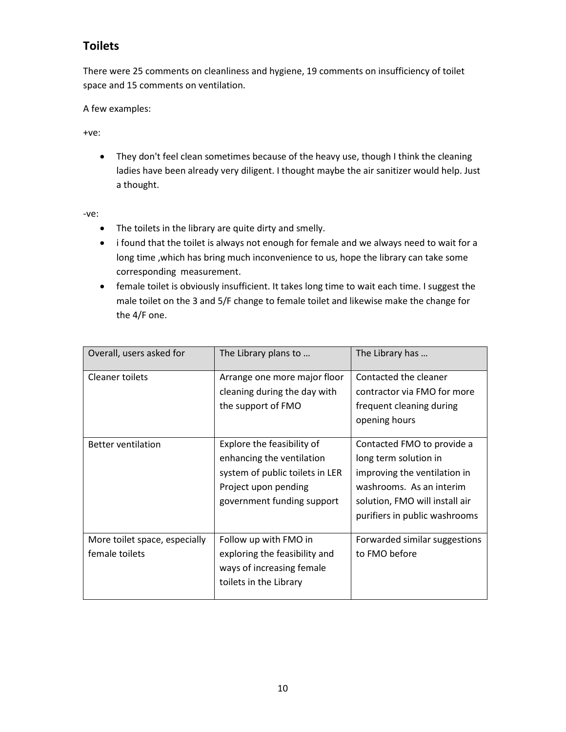## Toilets

There were 25 comments on cleanliness and hygiene, 19 comments on insufficiency of toilet space and 15 comments on ventilation.

A few examples:

+ve:

- They don't feel clean sometimes because of the heavy use, though I think the cleaning ladies have been already very diligent. I thought maybe the air sanitizer would help. Just a thought.

-ve:

- The toilets in the library are quite dirty and smelly.
- i found that the toilet is always not enough for female and we always need to wait for a long time ,which has bring much inconvenience to us, hope the library can take some corresponding measurement.
- female toilet is obviously insufficient. It takes long time to wait each time. I suggest the male toilet on the 3 and 5/F change to female toilet and likewise make the change for the 4/F one.

| Overall, users asked for | The Library plans to … | The Library has … |
|---|---|---|
| Cleaner toilets | Arrange one more major floor cleaning during the day with the support of FMO | Contacted the cleaner contractor via FMO for more frequent cleaning during opening hours |
| Better ventilation | Explore the feasibility of enhancing the ventilation system of public toilets in LER Project upon pending government funding support | Contacted FMO to provide a long term solution in improving the ventilation in washrooms. As an interim solution, FMO will install air purifiers in public washrooms |
| More toilet space, especially female toilets | Follow up with FMO in exploring the feasibility and ways of increasing female toilets in the Library | Forwarded similar suggestions to FMO before |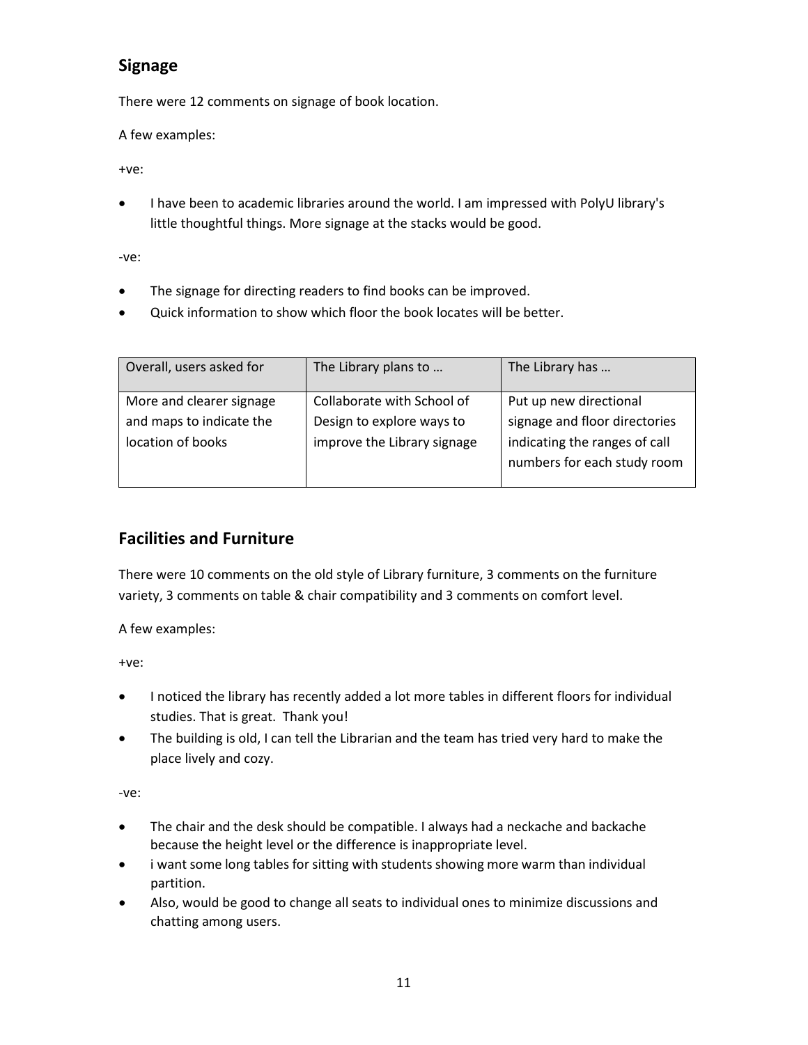## Signage

There were 12 comments on signage of book location.

A few examples:

+ve:

- I have been to academic libraries around the world. I am impressed with PolyU library's little thoughtful things. More signage at the stacks would be good.

-ve:

- The signage for directing readers to find books can be improved.
- Quick information to show which floor the book locates will be better.

| Overall, users asked for | The Library plans to … | The Library has … |
|---|---|---|
| More and clearer signage and maps to indicate the location of books | Collaborate with School of Design to explore ways to improve the Library signage | Put up new directional signage and floor directories indicating the ranges of call numbers for each study room |

## Facilities and Furniture

There were 10 comments on the old style of Library furniture, 3 comments on the furniture variety, 3 comments on table & chair compatibility and 3 comments on comfort level.

A few examples:

+ve:

- I noticed the library has recently added a lot more tables in different floors for individual studies. That is great. Thank you!
- The building is old, I can tell the Librarian and the team has tried very hard to make the place lively and cozy.

-ve:

- The chair and the desk should be compatible. I always had a neckache and backache because the height level or the difference is inappropriate level.
- i want some long tables for sitting with students showing more warm than individual partition.
- Also, would be good to change all seats to individual ones to minimize discussions and chatting among users.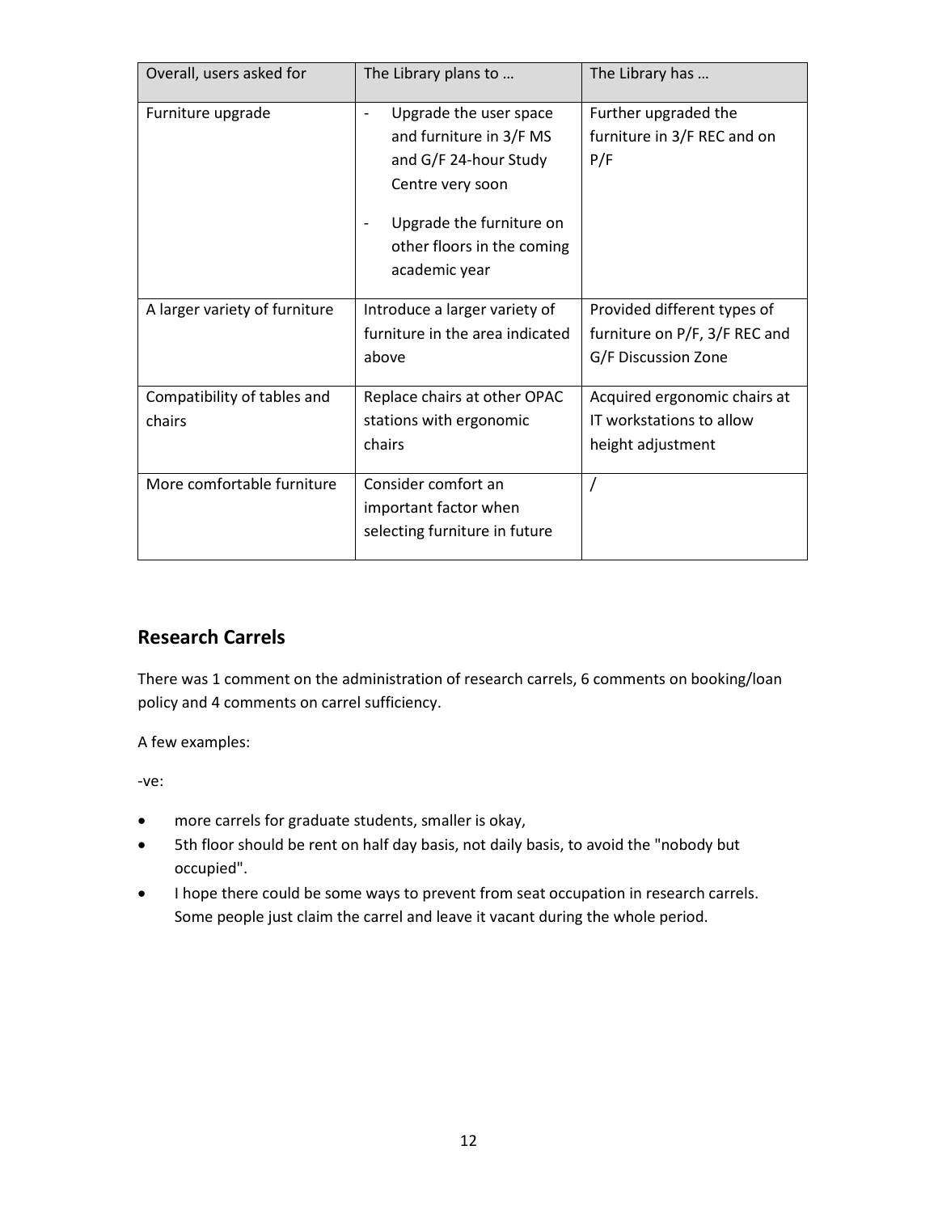| Overall, users asked for | The Library plans to … | The Library has … |
|---|---|---|
| Furniture upgrade | - Upgrade the user space and furniture in 3/F MS and G/F 24-hour Study Centre very soon<br>- Upgrade the furniture on other floors in the coming academic year | Further upgraded the furniture in 3/F REC and on P/F |
| A larger variety of furniture | Introduce a larger variety of furniture in the area indicated above | Provided different types of furniture on P/F, 3/F REC and G/F Discussion Zone |
| Compatibility of tables and chairs | Replace chairs at other OPAC stations with ergonomic chairs | Acquired ergonomic chairs at IT workstations to allow height adjustment |
| More comfortable furniture | Consider comfort an important factor when selecting furniture in future | / |

## Research Carrels

There was 1 comment on the administration of research carrels, 6 comments on booking/loan policy and 4 comments on carrel sufficiency.

A few examples:

-ve:

- more carrels for graduate students, smaller is okay,
- 5th floor should be rent on half day basis, not daily basis, to avoid the "nobody but occupied".
- I hope there could be some ways to prevent from seat occupation in research carrels. Some people just claim the carrel and leave it vacant during the whole period.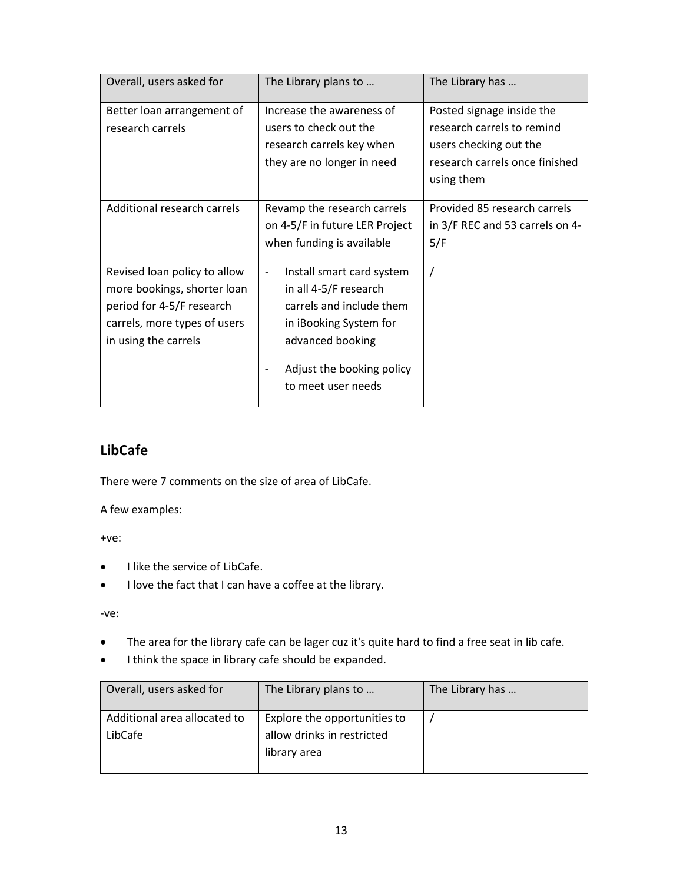| Overall, users asked for | The Library plans to … | The Library has … |
|---|---|---|
| Better loan arrangement of research carrels | Increase the awareness of users to check out the research carrels key when they are no longer in need | Posted signage inside the research carrels to remind users checking out the research carrels once finished using them |
| Additional research carrels | Revamp the research carrels on 4-5/F in future LER Project when funding is available | Provided 85 research carrels in 3/F REC and 53 carrels on 4-5/F |
| Revised loan policy to allow more bookings, shorter loan period for 4-5/F research carrels, more types of users in using the carrels | - Install smart card system in all 4-5/F research carrels and include them in iBooking System for advanced booking<br>- Adjust the booking policy to meet user needs | / |

## LibCafe

There were 7 comments on the size of area of LibCafe.

A few examples:

+ve:

- I like the service of LibCafe.
- I love the fact that I can have a coffee at the library.

-ve:

- The area for the library cafe can be lager cuz it's quite hard to find a free seat in lib cafe.
- I think the space in library cafe should be expanded.

| Overall, users asked for | The Library plans to … | The Library has … |
|---|---|---|
| Additional area allocated to LibCafe | Explore the opportunities to allow drinks in restricted library area | / |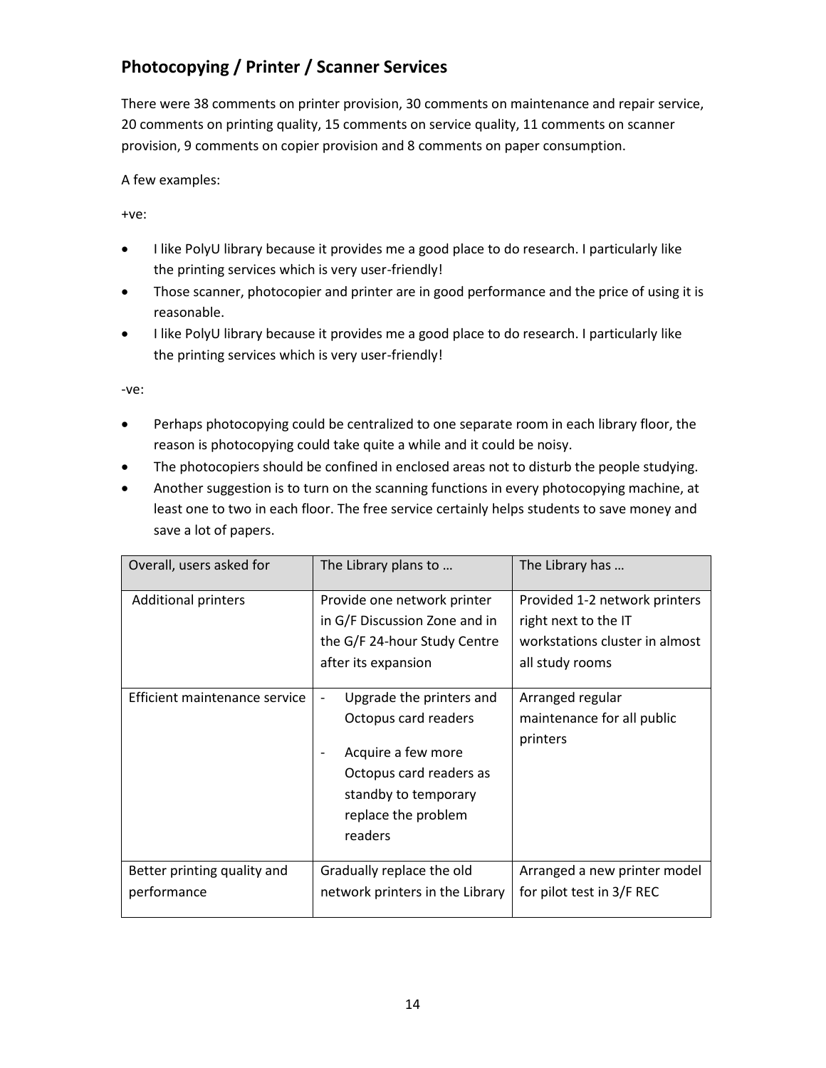## Photocopying / Printer / Scanner Services

There were 38 comments on printer provision, 30 comments on maintenance and repair service, 20 comments on printing quality, 15 comments on service quality, 11 comments on scanner provision, 9 comments on copier provision and 8 comments on paper consumption.

A few examples:

+ve:

- I like PolyU library because it provides me a good place to do research. I particularly like the printing services which is very user-friendly!
- Those scanner, photocopier and printer are in good performance and the price of using it is reasonable.
- I like PolyU library because it provides me a good place to do research. I particularly like the printing services which is very user-friendly!

-ve:

- Perhaps photocopying could be centralized to one separate room in each library floor, the reason is photocopying could take quite a while and it could be noisy.
- The photocopiers should be confined in enclosed areas not to disturb the people studying.
- Another suggestion is to turn on the scanning functions in every photocopying machine, at least one to two in each floor. The free service certainly helps students to save money and save a lot of papers.

| Overall, users asked for | The Library plans to … | The Library has … |
|---|---|---|
| Additional printers | Provide one network printer in G/F Discussion Zone and in the G/F 24-hour Study Centre after its expansion | Provided 1-2 network printers right next to the IT workstations cluster in almost all study rooms |
| Efficient maintenance service | - Upgrade the printers and Octopus card readers<br>- Acquire a few more Octopus card readers as standby to temporary replace the problem readers | Arranged regular maintenance for all public printers |
| Better printing quality and performance | Gradually replace the old network printers in the Library | Arranged a new printer model for pilot test in 3/F REC |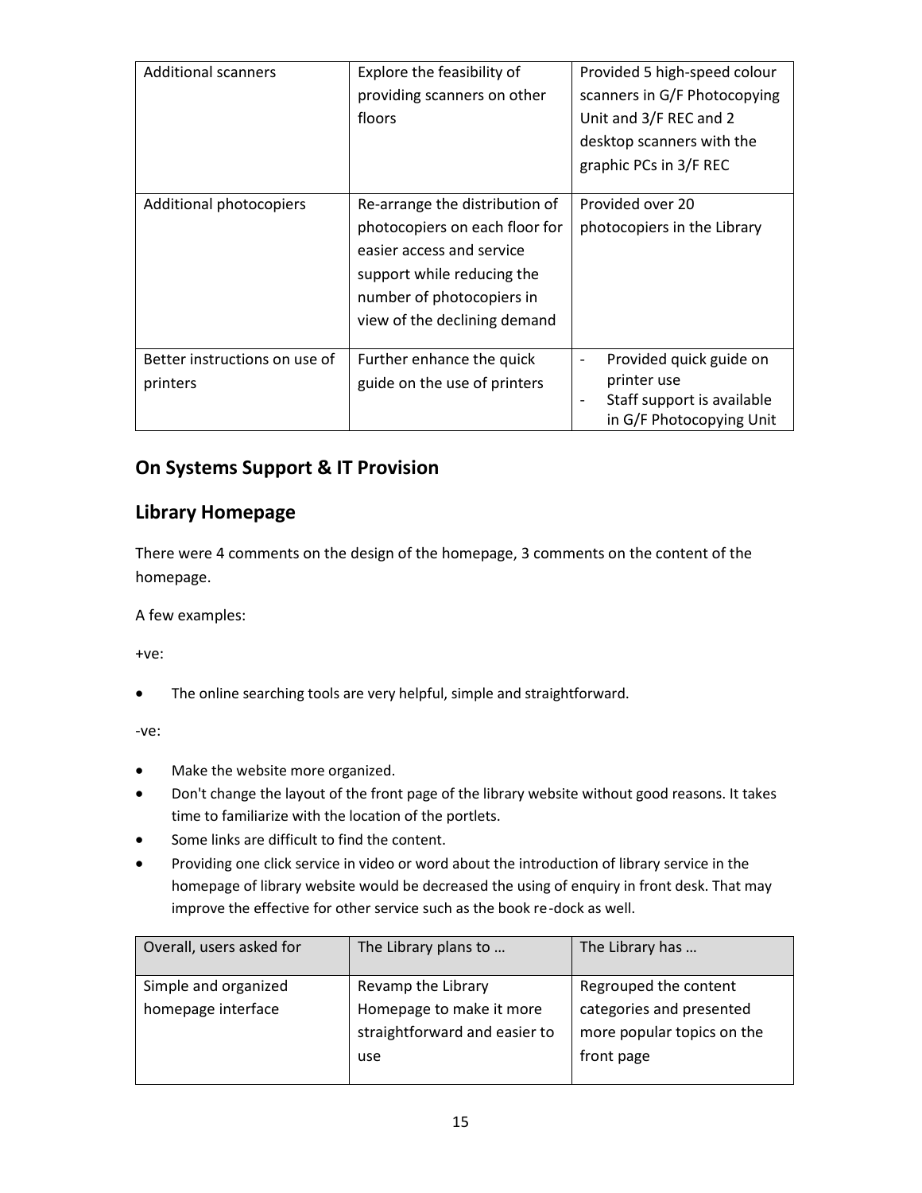| Additional scanners | Explore the feasibility of providing scanners on other floors | Provided 5 high-speed colour scanners in G/F Photocopying Unit and 3/F REC and 2 desktop scanners with the graphic PCs in 3/F REC |
|---|---|---|
| Additional photocopiers | Re-arrange the distribution of photocopiers on each floor for easier access and service support while reducing the number of photocopiers in view of the declining demand | Provided over 20 photocopiers in the Library |
| Better instructions on use of printers | Further enhance the quick guide on the use of printers | - Provided quick guide on printer use<br>- Staff support is available in G/F Photocopying Unit |

## On Systems Support & IT Provision

## Library Homepage

There were 4 comments on the design of the homepage, 3 comments on the content of the homepage.

A few examples:

+ve:

- The online searching tools are very helpful, simple and straightforward.

-ve:

- Make the website more organized.
- Don't change the layout of the front page of the library website without good reasons. It takes time to familiarize with the location of the portlets.
- Some links are difficult to find the content.
- Providing one click service in video or word about the introduction of library service in the homepage of library website would be decreased the using of enquiry in front desk. That may improve the effective for other service such as the book re-dock as well.

| Overall, users asked for | The Library plans to … | The Library has … |
|---|---|---|
| Simple and organized homepage interface | Revamp the Library Homepage to make it more straightforward and easier to use | Regrouped the content categories and presented more popular topics on the front page |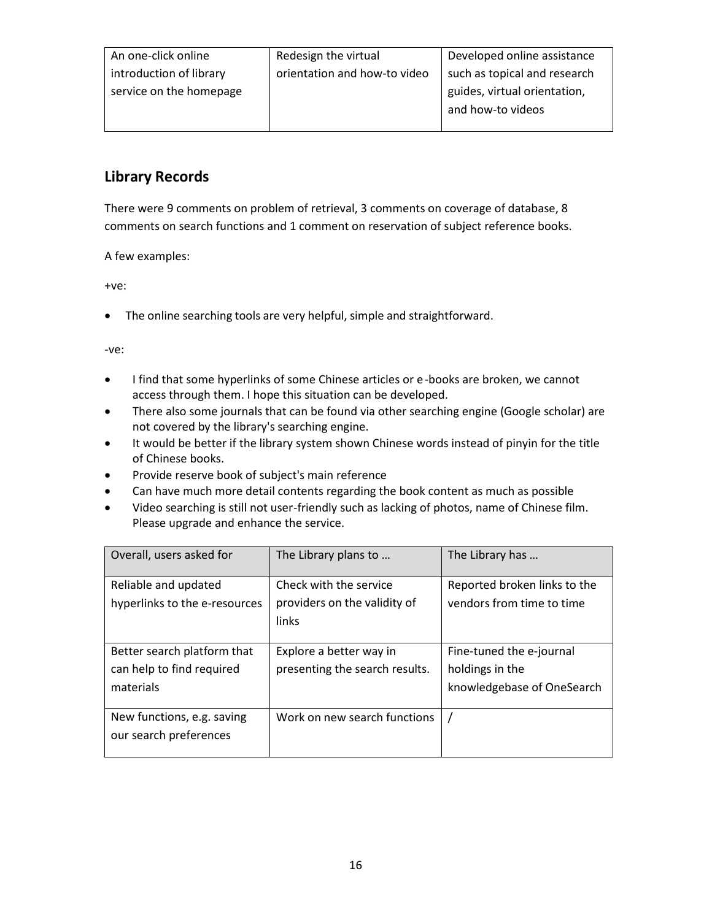| An one-click online introduction of library service on the homepage | Redesign the virtual orientation and how-to video | Developed online assistance such as topical and research guides, virtual orientation, and how-to videos |
|---|---|---|

## Library Records

There were 9 comments on problem of retrieval, 3 comments on coverage of database, 8 comments on search functions and 1 comment on reservation of subject reference books.

A few examples:

+ve:

- The online searching tools are very helpful, simple and straightforward.

-ve:

- I find that some hyperlinks of some Chinese articles or e-books are broken, we cannot access through them. I hope this situation can be developed.
- There also some journals that can be found via other searching engine (Google scholar) are not covered by the library's searching engine.
- It would be better if the library system shown Chinese words instead of pinyin for the title of Chinese books.
- Provide reserve book of subject's main reference
- Can have much more detail contents regarding the book content as much as possible
- Video searching is still not user-friendly such as lacking of photos, name of Chinese film. Please upgrade and enhance the service.

| Overall, users asked for | The Library plans to … | The Library has … |
|---|---|---|
| Reliable and updated hyperlinks to the e-resources | Check with the service providers on the validity of links | Reported broken links to the vendors from time to time |
| Better search platform that can help to find required materials | Explore a better way in presenting the search results. | Fine-tuned the e-journal holdings in the knowledgebase of OneSearch |
| New functions, e.g. saving our search preferences | Work on new search functions | / |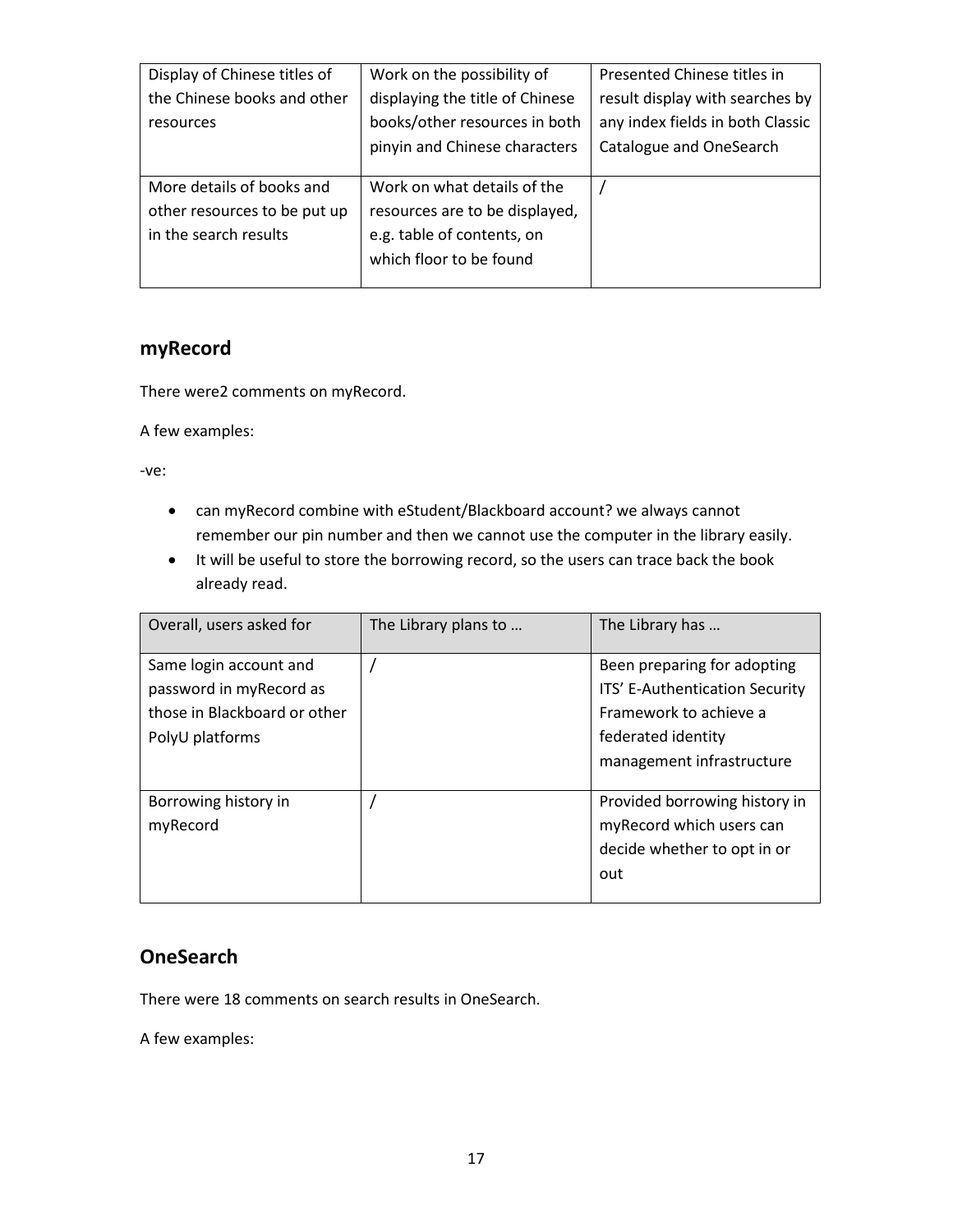| Display of Chinese titles of the Chinese books and other resources | Work on the possibility of displaying the title of Chinese books/other resources in both pinyin and Chinese characters | Presented Chinese titles in result display with searches by any index fields in both Classic Catalogue and OneSearch |
|---|---|---|
| More details of books and other resources to be put up in the search results | Work on what details of the resources are to be displayed, e.g. table of contents, on which floor to be found | / |

## myRecord

There were2 comments on myRecord.

A few examples:

-ve:

- can myRecord combine with eStudent/Blackboard account? we always cannot remember our pin number and then we cannot use the computer in the library easily.
- It will be useful to store the borrowing record, so the users can trace back the book already read.

| Overall, users asked for | The Library plans to … | The Library has … |
|---|---|---|
| Same login account and password in myRecord as those in Blackboard or other PolyU platforms | / | Been preparing for adopting ITS' E-Authentication Security Framework to achieve a federated identity management infrastructure |
| Borrowing history in myRecord | / | Provided borrowing history in myRecord which users can decide whether to opt in or out |

## OneSearch

There were 18 comments on search results in OneSearch.

A few examples: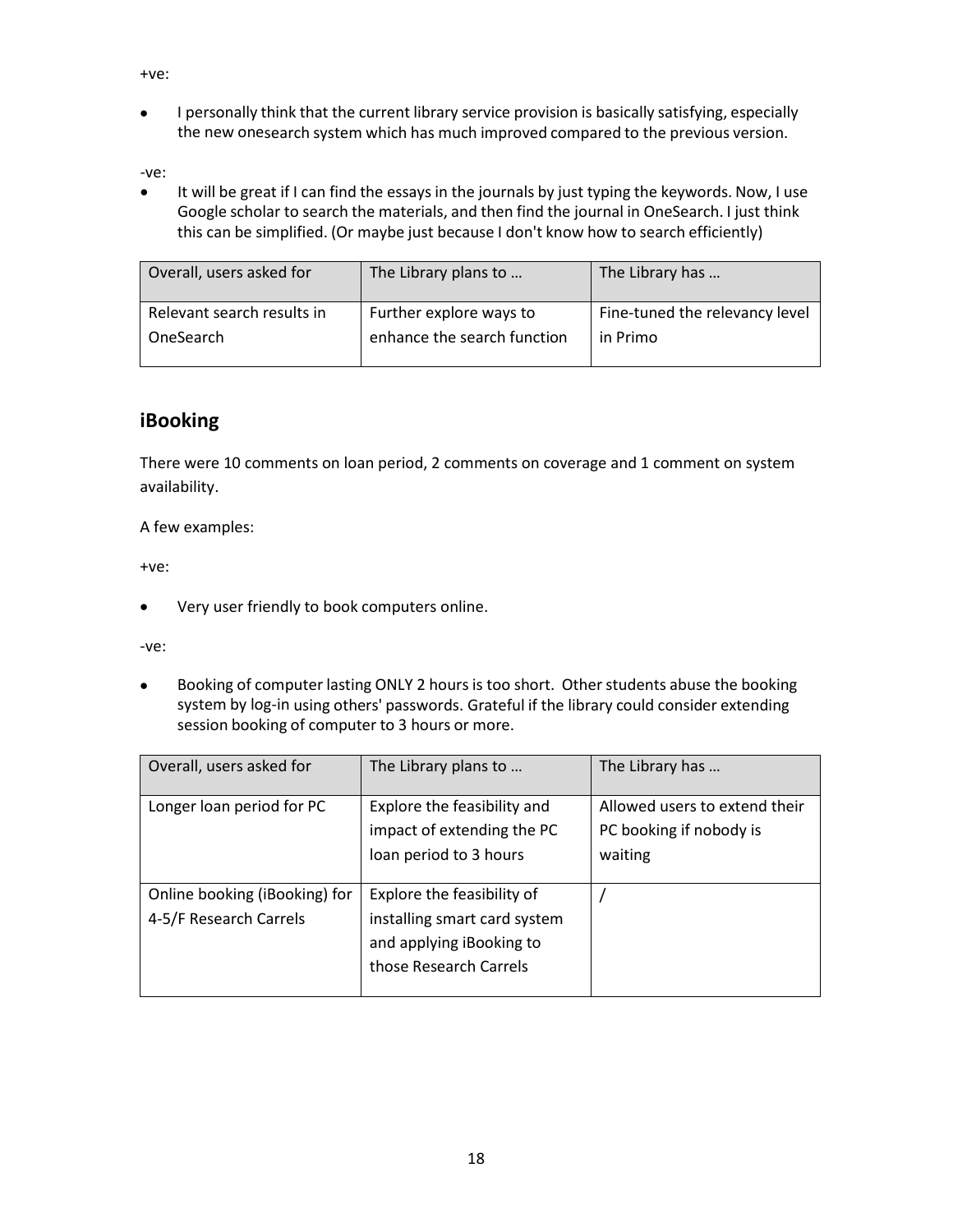+ve:

- I personally think that the current library service provision is basically satisfying, especially the new onesearch system which has much improved compared to the previous version.

-ve:

- It will be great if I can find the essays in the journals by just typing the keywords. Now, I use Google scholar to search the materials, and then find the journal in OneSearch. I just think this can be simplified. (Or maybe just because I don't know how to search efficiently)

| Overall, users asked for | The Library plans to … | The Library has … |
| --- | --- | --- |
| Relevant search results in OneSearch | Further explore ways to enhance the search function | Fine-tuned the relevancy level in Primo |

## iBooking

There were 10 comments on loan period, 2 comments on coverage and 1 comment on system availability.

A few examples:

+ve:

- Very user friendly to book computers online.

-ve:

- Booking of computer lasting ONLY 2 hours is too short. Other students abuse the booking system by log-in using others' passwords. Grateful if the library could consider extending session booking of computer to 3 hours or more.

| Overall, users asked for | The Library plans to … | The Library has … |
| --- | --- | --- |
| Longer loan period for PC | Explore the feasibility and impact of extending the PC loan period to 3 hours | Allowed users to extend their PC booking if nobody is waiting |
| Online booking (iBooking) for 4-5/F Research Carrels | Explore the feasibility of installing smart card system and applying iBooking to those Research Carrels | / |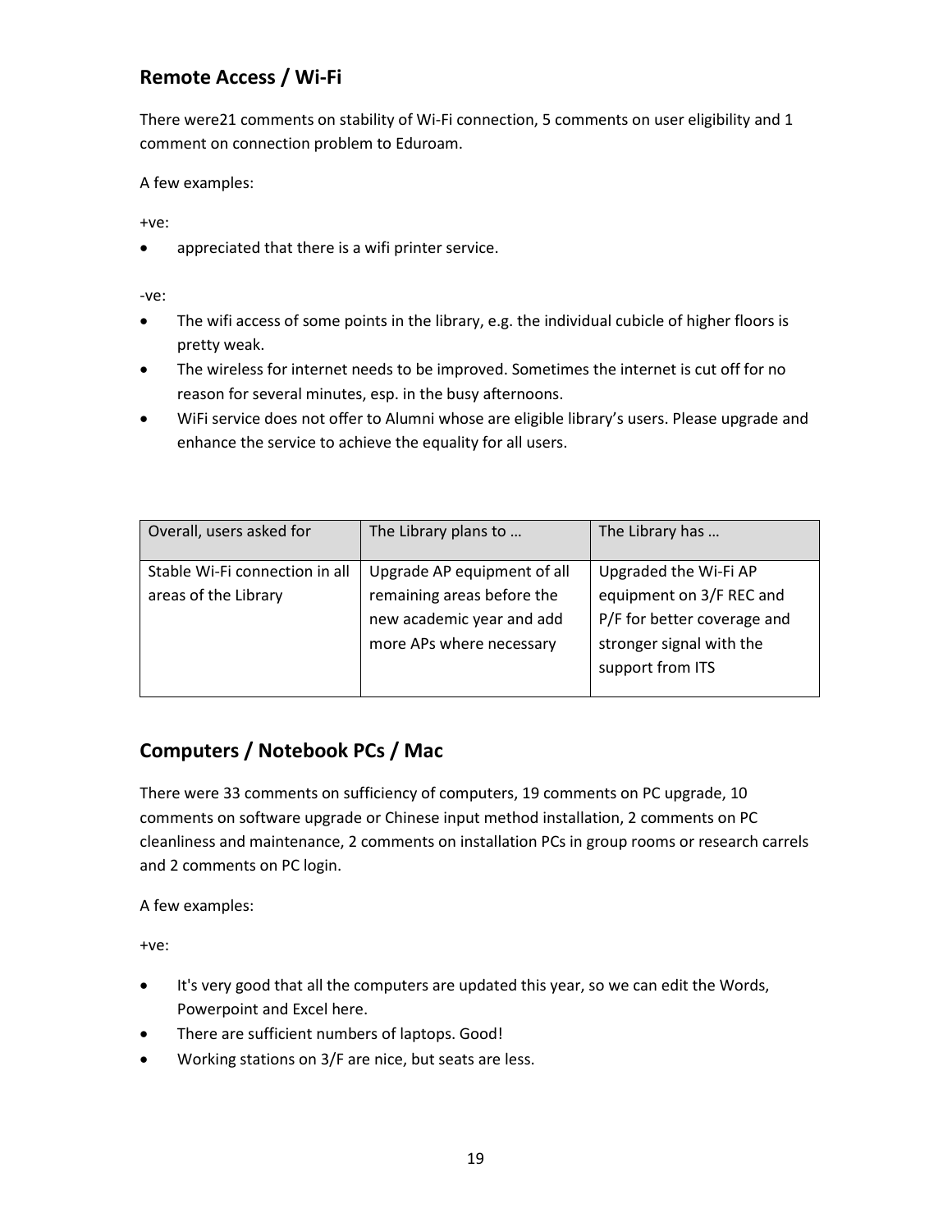## Remote Access / Wi-Fi

There were21 comments on stability of Wi-Fi connection, 5 comments on user eligibility and 1 comment on connection problem to Eduroam.

A few examples:

+ve:

- appreciated that there is a wifi printer service.

-ve:

- The wifi access of some points in the library, e.g. the individual cubicle of higher floors is pretty weak.
- The wireless for internet needs to be improved. Sometimes the internet is cut off for no reason for several minutes, esp. in the busy afternoons.
- WiFi service does not offer to Alumni whose are eligible library's users. Please upgrade and enhance the service to achieve the equality for all users.

| Overall, users asked for | The Library plans to … | The Library has … |
|---|---|---|
| Stable Wi-Fi connection in all areas of the Library | Upgrade AP equipment of all remaining areas before the new academic year and add more APs where necessary | Upgraded the Wi-Fi AP equipment on 3/F REC and P/F for better coverage and stronger signal with the support from ITS |

## Computers / Notebook PCs / Mac

There were 33 comments on sufficiency of computers, 19 comments on PC upgrade, 10 comments on software upgrade or Chinese input method installation, 2 comments on PC cleanliness and maintenance, 2 comments on installation PCs in group rooms or research carrels and 2 comments on PC login.

A few examples:

+ve:

- It's very good that all the computers are updated this year, so we can edit the Words, Powerpoint and Excel here.
- There are sufficient numbers of laptops. Good!
- Working stations on 3/F are nice, but seats are less.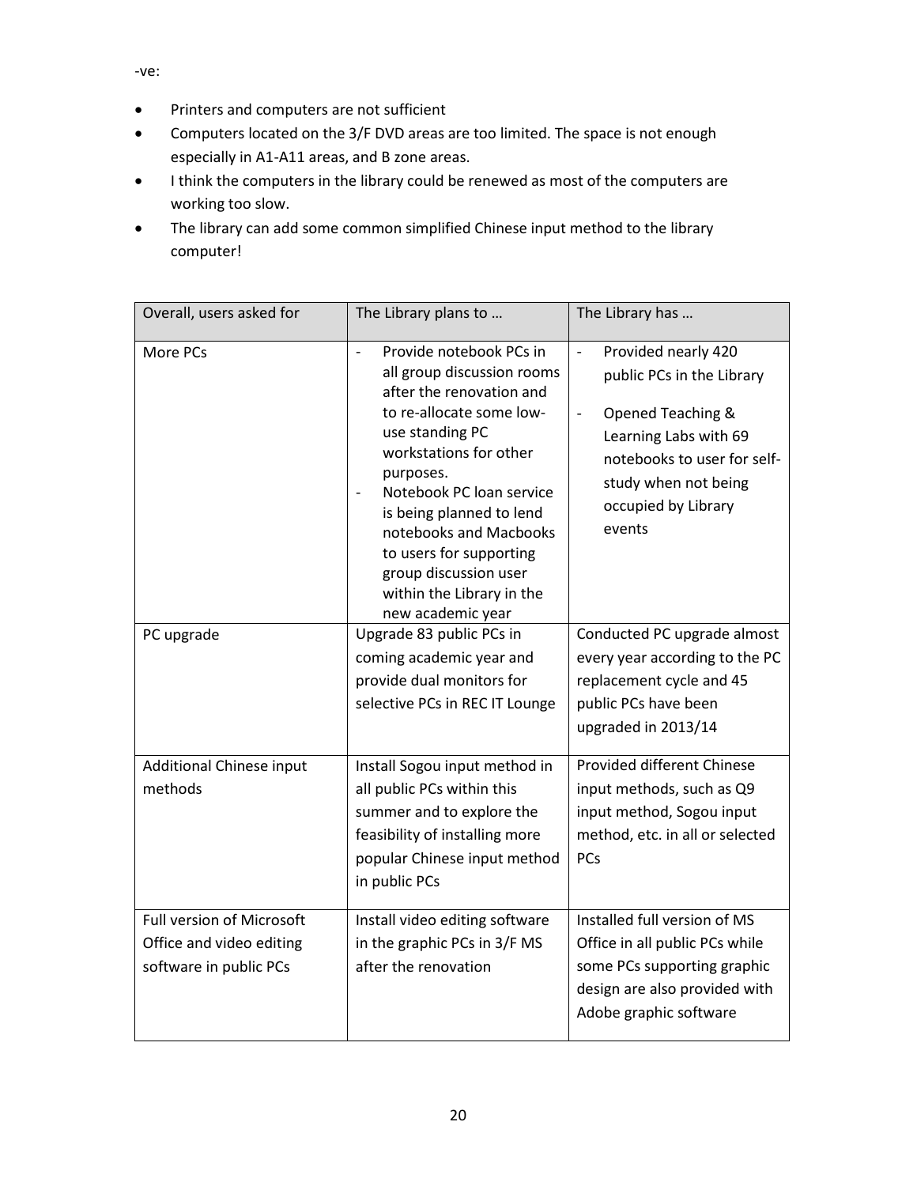-ve:

- Printers and computers are not sufficient
- Computers located on the 3/F DVD areas are too limited. The space is not enough especially in A1-A11 areas, and B zone areas.
- I think the computers in the library could be renewed as most of the computers are working too slow.
- The library can add some common simplified Chinese input method to the library computer!

| Overall, users asked for | The Library plans to … | The Library has … |
|---|---|---|
| More PCs | - Provide notebook PCs in all group discussion rooms after the renovation and to re-allocate some low-use standing PC workstations for other purposes.<br>- Notebook PC loan service is being planned to lend notebooks and Macbooks to users for supporting group discussion user within the Library in the new academic year | - Provided nearly 420 public PCs in the Library<br>- Opened Teaching & Learning Labs with 69 notebooks to user for self-study when not being occupied by Library events |
| PC upgrade | Upgrade 83 public PCs in coming academic year and provide dual monitors for selective PCs in REC IT Lounge | Conducted PC upgrade almost every year according to the PC replacement cycle and 45 public PCs have been upgraded in 2013/14 |
| Additional Chinese input methods | Install Sogou input method in all public PCs within this summer and to explore the feasibility of installing more popular Chinese input method in public PCs | Provided different Chinese input methods, such as Q9 input method, Sogou input method, etc. in all or selected PCs |
| Full version of Microsoft Office and video editing software in public PCs | Install video editing software in the graphic PCs in 3/F MS after the renovation | Installed full version of MS Office in all public PCs while some PCs supporting graphic design are also provided with Adobe graphic software |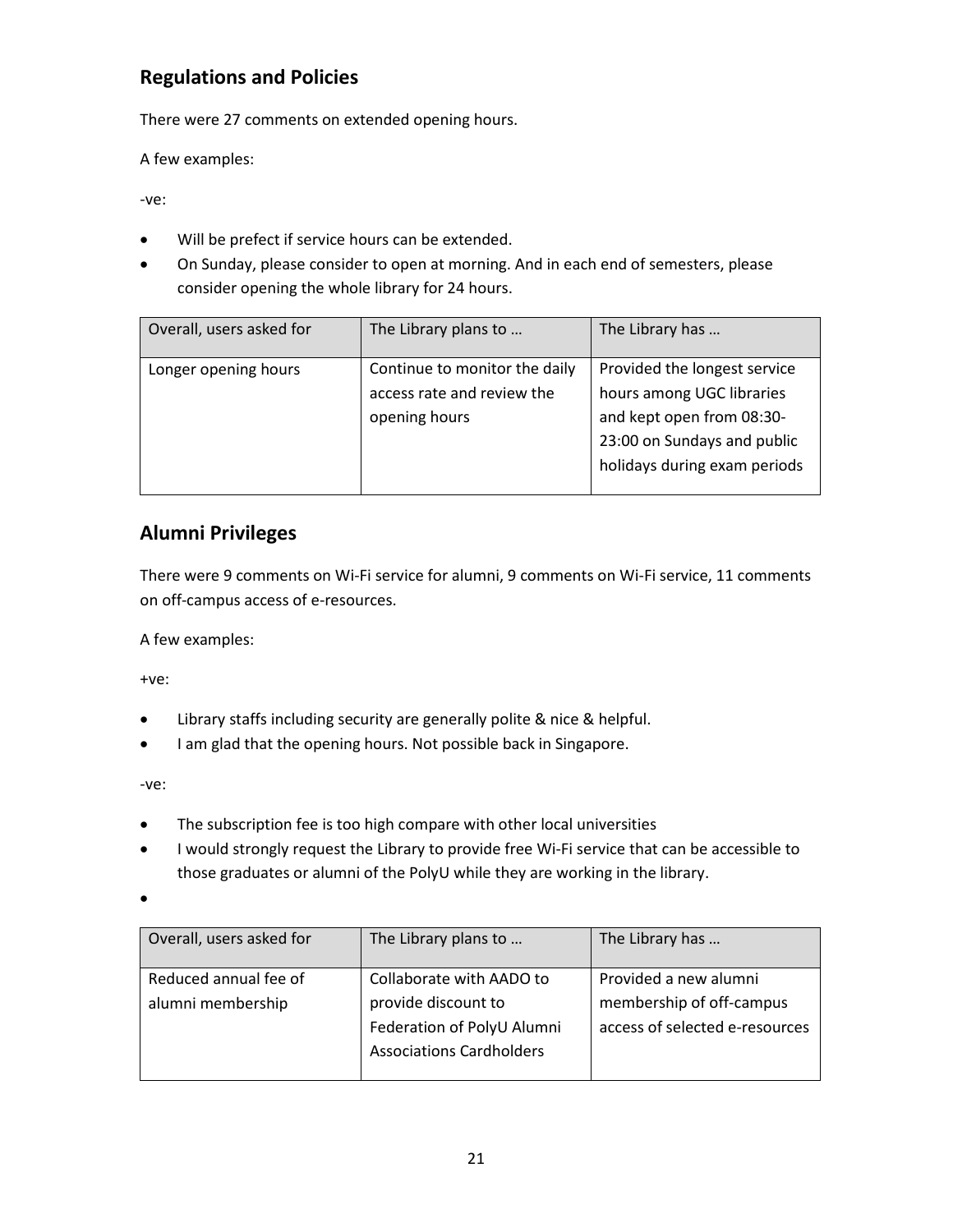## Regulations and Policies

There were 27 comments on extended opening hours.

A few examples:

-ve:

- Will be prefect if service hours can be extended.
- On Sunday, please consider to open at morning. And in each end of semesters, please consider opening the whole library for 24 hours.

| Overall, users asked for | The Library plans to … | The Library has … |
|---|---|---|
| Longer opening hours | Continue to monitor the daily access rate and review the opening hours | Provided the longest service hours among UGC libraries and kept open from 08:30-23:00 on Sundays and public holidays during exam periods |

## Alumni Privileges

There were 9 comments on Wi-Fi service for alumni, 9 comments on Wi-Fi service, 11 comments on off-campus access of e-resources.

A few examples:

+ve:

- Library staffs including security are generally polite & nice & helpful.
- I am glad that the opening hours. Not possible back in Singapore.

-ve:

- The subscription fee is too high compare with other local universities
- I would strongly request the Library to provide free Wi-Fi service that can be accessible to those graduates or alumni of the PolyU while they are working in the library.

| Overall, users asked for | The Library plans to … | The Library has … |
|---|---|---|
| Reduced annual fee of alumni membership | Collaborate with AADO to provide discount to Federation of PolyU Alumni Associations Cardholders | Provided a new alumni membership of off-campus access of selected e-resources |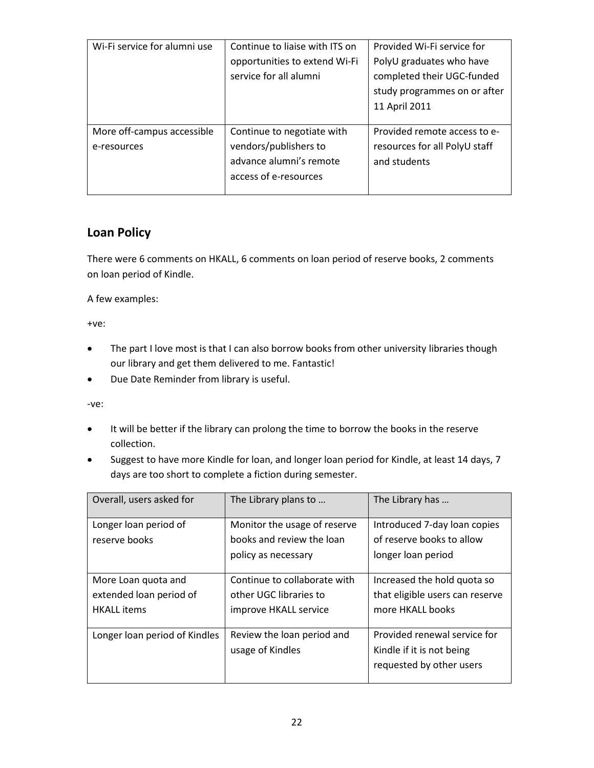| | | |
|---|---|---|
| Wi-Fi service for alumni use | Continue to liaise with ITS on opportunities to extend Wi-Fi service for all alumni | Provided Wi-Fi service for PolyU graduates who have completed their UGC-funded study programmes on or after 11 April 2011 |
| More off-campus accessible e-resources | Continue to negotiate with vendors/publishers to advance alumni's remote access of e-resources | Provided remote access to e-resources for all PolyU staff and students |

## Loan Policy

There were 6 comments on HKALL, 6 comments on loan period of reserve books, 2 comments on loan period of Kindle.

A few examples:

+ve:

- The part I love most is that I can also borrow books from other university libraries though our library and get them delivered to me. Fantastic!
- Due Date Reminder from library is useful.

-ve:

- It will be better if the library can prolong the time to borrow the books in the reserve collection.
- Suggest to have more Kindle for loan, and longer loan period for Kindle, at least 14 days, 7 days are too short to complete a fiction during semester.

| Overall, users asked for | The Library plans to … | The Library has … |
|---|---|---|
| Longer loan period of reserve books | Monitor the usage of reserve books and review the loan policy as necessary | Introduced 7-day loan copies of reserve books to allow longer loan period |
| More Loan quota and extended loan period of HKALL items | Continue to collaborate with other UGC libraries to improve HKALL service | Increased the hold quota so that eligible users can reserve more HKALL books |
| Longer loan period of Kindles | Review the loan period and usage of Kindles | Provided renewal service for Kindle if it is not being requested by other users |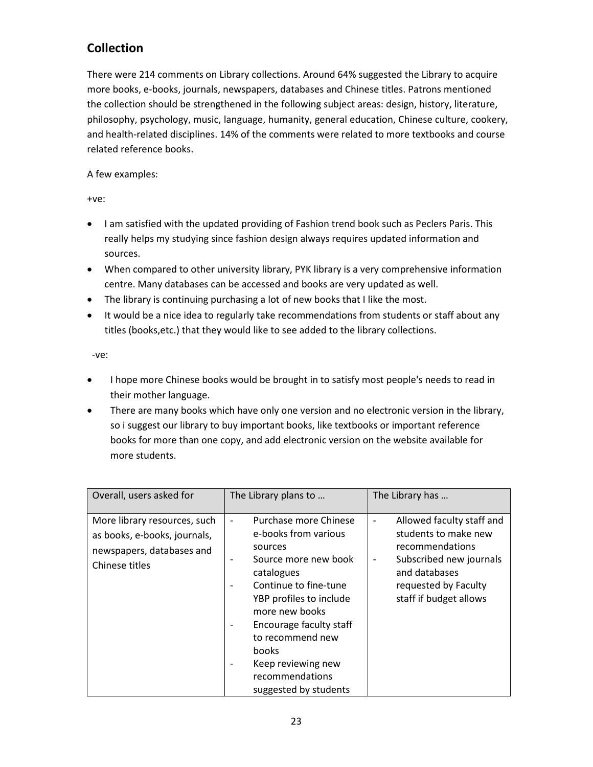## Collection

There were 214 comments on Library collections. Around 64% suggested the Library to acquire more books, e-books, journals, newspapers, databases and Chinese titles. Patrons mentioned the collection should be strengthened in the following subject areas: design, history, literature, philosophy, psychology, music, language, humanity, general education, Chinese culture, cookery, and health-related disciplines. 14% of the comments were related to more textbooks and course related reference books.

A few examples:

+ve:

- I am satisfied with the updated providing of Fashion trend book such as Peclers Paris. This really helps my studying since fashion design always requires updated information and sources.
- When compared to other university library, PYK library is a very comprehensive information centre. Many databases can be accessed and books are very updated as well.
- The library is continuing purchasing a lot of new books that I like the most.
- It would be a nice idea to regularly take recommendations from students or staff about any titles (books,etc.) that they would like to see added to the library collections.

-ve:

- I hope more Chinese books would be brought in to satisfy most people's needs to read in their mother language.
- There are many books which have only one version and no electronic version in the library, so i suggest our library to buy important books, like textbooks or important reference books for more than one copy, and add electronic version on the website available for more students.

| Overall, users asked for | The Library plans to … | The Library has … |
|---|---|---|
| More library resources, such as books, e-books, journals, newspapers, databases and Chinese titles | - Purchase more Chinese e-books from various sources<br>- Source more new book catalogues<br>- Continue to fine-tune YBP profiles to include more new books<br>- Encourage faculty staff to recommend new books<br>- Keep reviewing new recommendations suggested by students | - Allowed faculty staff and students to make new recommendations<br>- Subscribed new journals and databases requested by Faculty staff if budget allows |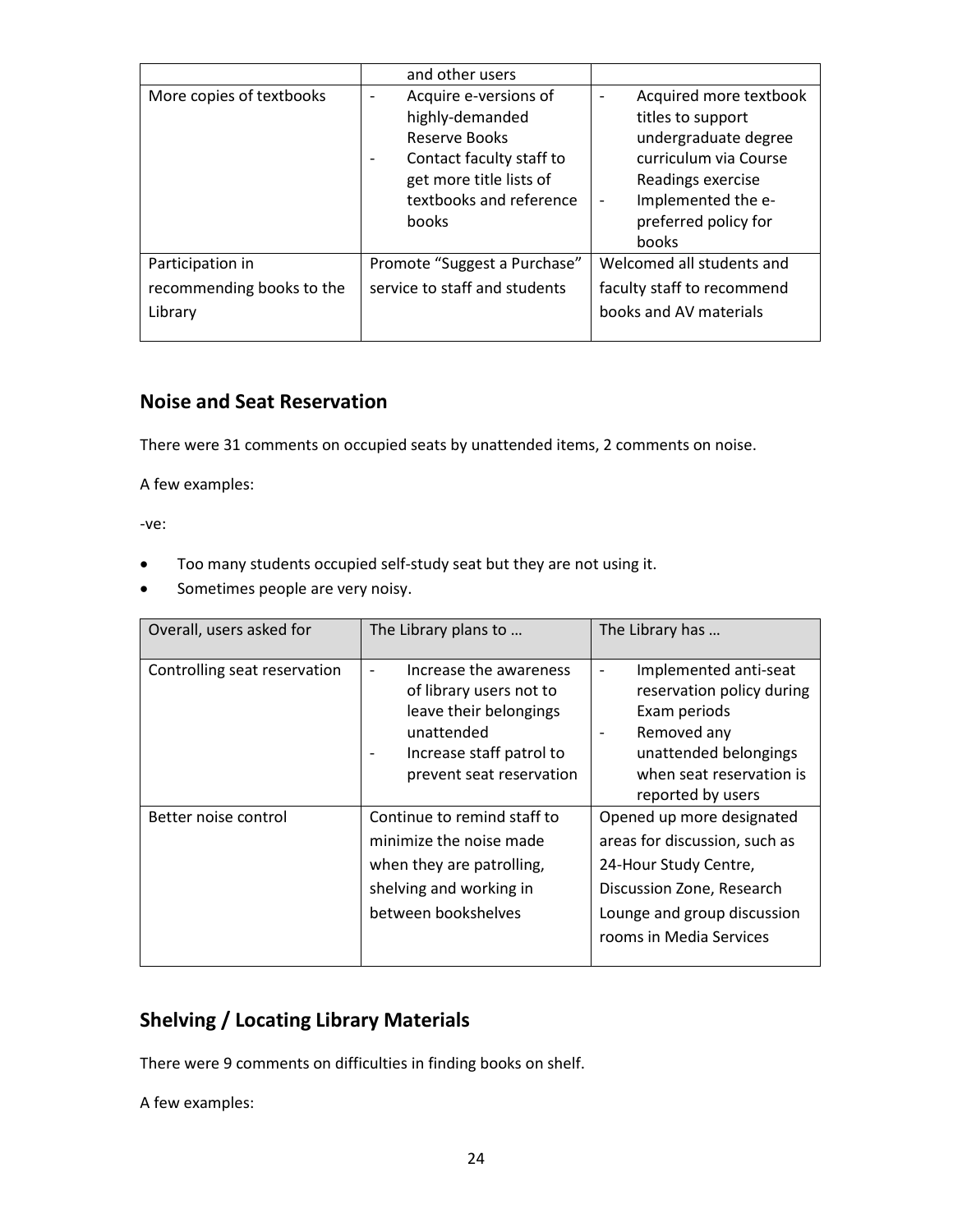| | and other users | |
|---|---|---|
| More copies of textbooks | - Acquire e-versions of highly-demanded Reserve Books<br>- Contact faculty staff to get more title lists of textbooks and reference books | - Acquired more textbook titles to support undergraduate degree curriculum via Course Readings exercise<br>- Implemented the e-preferred policy for books |
| Participation in recommending books to the Library | Promote "Suggest a Purchase" service to staff and students | Welcomed all students and faculty staff to recommend books and AV materials |

## Noise and Seat Reservation

There were 31 comments on occupied seats by unattended items, 2 comments on noise.

A few examples:

-ve:

- Too many students occupied self-study seat but they are not using it.
- Sometimes people are very noisy.

| Overall, users asked for | The Library plans to … | The Library has … |
|---|---|---|
| Controlling seat reservation | - Increase the awareness of library users not to leave their belongings unattended<br>- Increase staff patrol to prevent seat reservation | - Implemented anti-seat reservation policy during Exam periods<br>- Removed any unattended belongings when seat reservation is reported by users |
| Better noise control | Continue to remind staff to minimize the noise made when they are patrolling, shelving and working in between bookshelves | Opened up more designated areas for discussion, such as 24-Hour Study Centre, Discussion Zone, Research Lounge and group discussion rooms in Media Services |

## Shelving / Locating Library Materials

There were 9 comments on difficulties in finding books on shelf.

A few examples: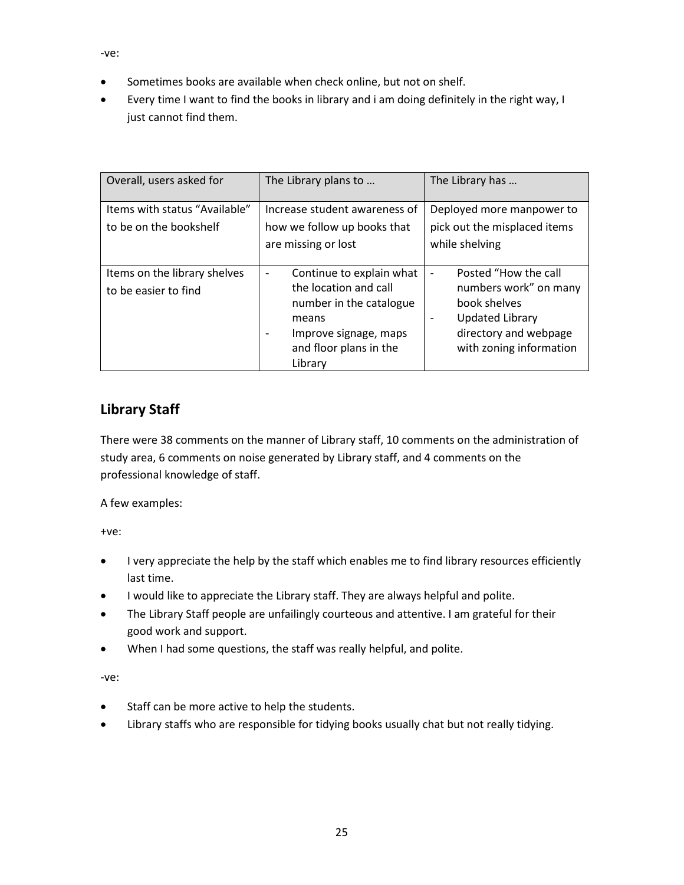-ve:

- Sometimes books are available when check online, but not on shelf.
- Every time I want to find the books in library and i am doing definitely in the right way, I just cannot find them.

| Overall, users asked for | The Library plans to … | The Library has … |
|---|---|---|
| Items with status "Available" to be on the bookshelf | Increase student awareness of how we follow up books that are missing or lost | Deployed more manpower to pick out the misplaced items while shelving |
| Items on the library shelves to be easier to find | - Continue to explain what the location and call number in the catalogue means<br>- Improve signage, maps and floor plans in the Library | - Posted "How the call numbers work" on many book shelves<br>- Updated Library directory and webpage with zoning information |

## Library Staff

There were 38 comments on the manner of Library staff, 10 comments on the administration of study area, 6 comments on noise generated by Library staff, and 4 comments on the professional knowledge of staff.

A few examples:

+ve:

- I very appreciate the help by the staff which enables me to find library resources efficiently last time.
- I would like to appreciate the Library staff. They are always helpful and polite.
- The Library Staff people are unfailingly courteous and attentive. I am grateful for their good work and support.
- When I had some questions, the staff was really helpful, and polite.

-ve:

- Staff can be more active to help the students.
- Library staffs who are responsible for tidying books usually chat but not really tidying.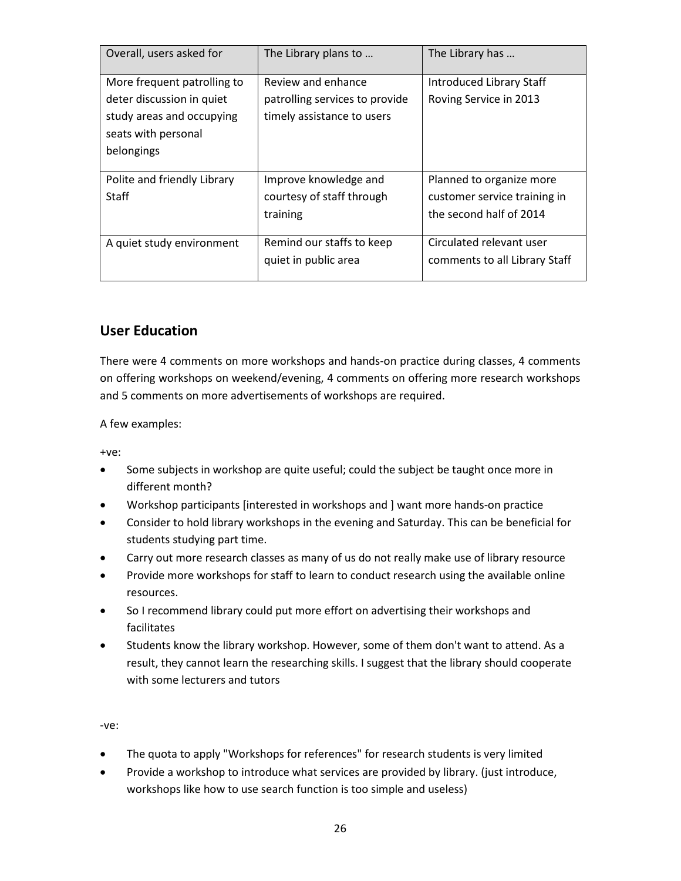| Overall, users asked for | The Library plans to … | The Library has … |
|---|---|---|
| More frequent patrolling to deter discussion in quiet study areas and occupying seats with personal belongings | Review and enhance patrolling services to provide timely assistance to users | Introduced Library Staff Roving Service in 2013 |
| Polite and friendly Library Staff | Improve knowledge and courtesy of staff through training | Planned to organize more customer service training in the second half of 2014 |
| A quiet study environment | Remind our staffs to keep quiet in public area | Circulated relevant user comments to all Library Staff |

## User Education

There were 4 comments on more workshops and hands-on practice during classes, 4 comments on offering workshops on weekend/evening, 4 comments on offering more research workshops and 5 comments on more advertisements of workshops are required.

A few examples:

+ve:

- Some subjects in workshop are quite useful; could the subject be taught once more in different month?
- Workshop participants [interested in workshops and ] want more hands-on practice
- Consider to hold library workshops in the evening and Saturday. This can be beneficial for students studying part time.
- Carry out more research classes as many of us do not really make use of library resource
- Provide more workshops for staff to learn to conduct research using the available online resources.
- So I recommend library could put more effort on advertising their workshops and facilitates
- Students know the library workshop. However, some of them don't want to attend. As a result, they cannot learn the researching skills. I suggest that the library should cooperate with some lecturers and tutors

-ve:

- The quota to apply "Workshops for references" for research students is very limited
- Provide a workshop to introduce what services are provided by library. (just introduce, workshops like how to use search function is too simple and useless)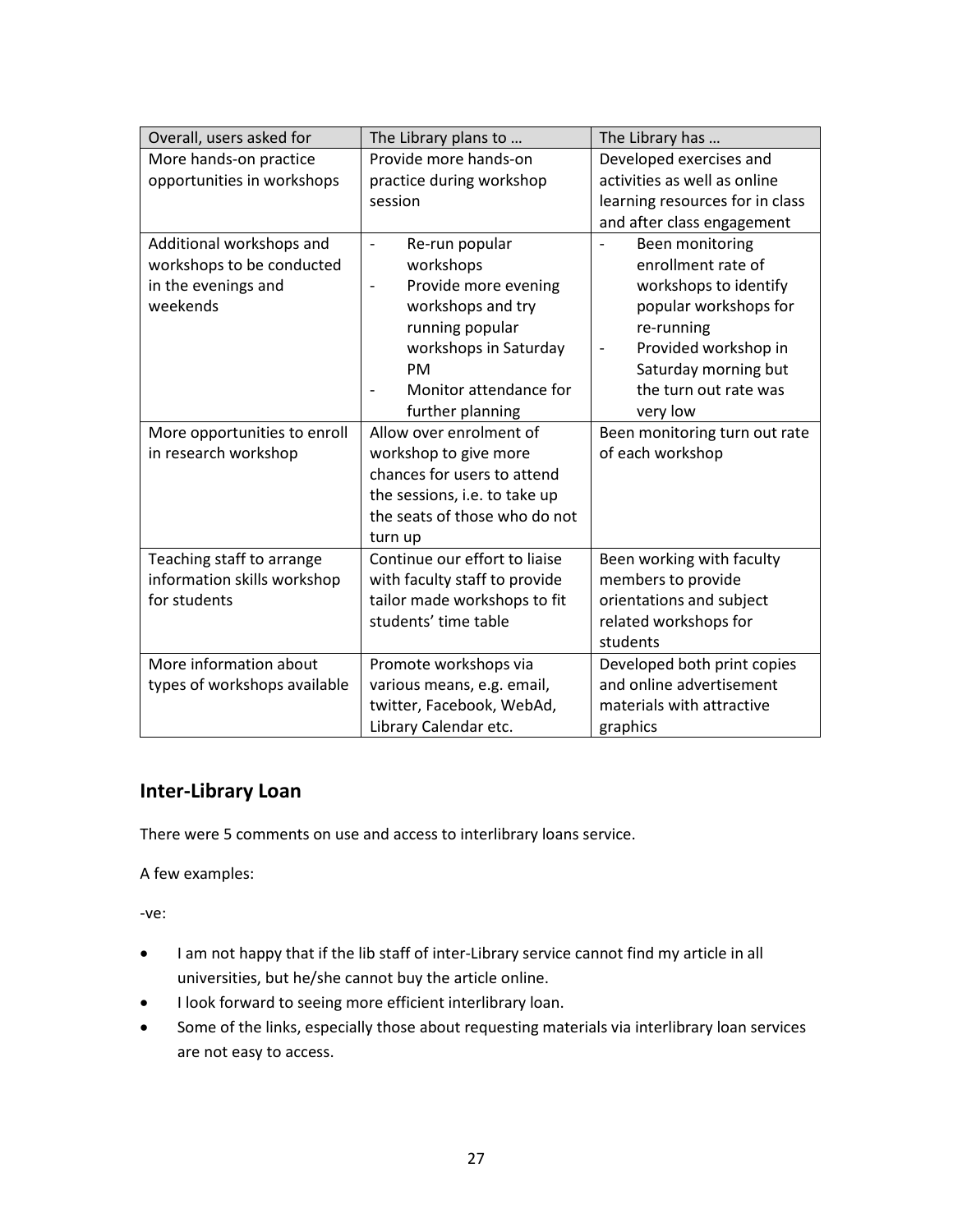| Overall, users asked for | The Library plans to … | The Library has … |
|---|---|---|
| More hands-on practice opportunities in workshops | Provide more hands-on practice during workshop session | Developed exercises and activities as well as online learning resources for in class and after class engagement |
| Additional workshops and workshops to be conducted in the evenings and weekends | - Re-run popular workshops<br>- Provide more evening workshops and try running popular workshops in Saturday PM<br>- Monitor attendance for further planning | - Been monitoring enrollment rate of workshops to identify popular workshops for re-running<br>- Provided workshop in Saturday morning but the turn out rate was very low |
| More opportunities to enroll in research workshop | Allow over enrolment of workshop to give more chances for users to attend the sessions, i.e. to take up the seats of those who do not turn up | Been monitoring turn out rate of each workshop |
| Teaching staff to arrange information skills workshop for students | Continue our effort to liaise with faculty staff to provide tailor made workshops to fit students' time table | Been working with faculty members to provide orientations and subject related workshops for students |
| More information about types of workshops available | Promote workshops via various means, e.g. email, twitter, Facebook, WebAd, Library Calendar etc. | Developed both print copies and online advertisement materials with attractive graphics |

## Inter-Library Loan

There were 5 comments on use and access to interlibrary loans service.

A few examples:

-ve:

- I am not happy that if the lib staff of inter-Library service cannot find my article in all universities, but he/she cannot buy the article online.
- I look forward to seeing more efficient interlibrary loan.
- Some of the links, especially those about requesting materials via interlibrary loan services are not easy to access.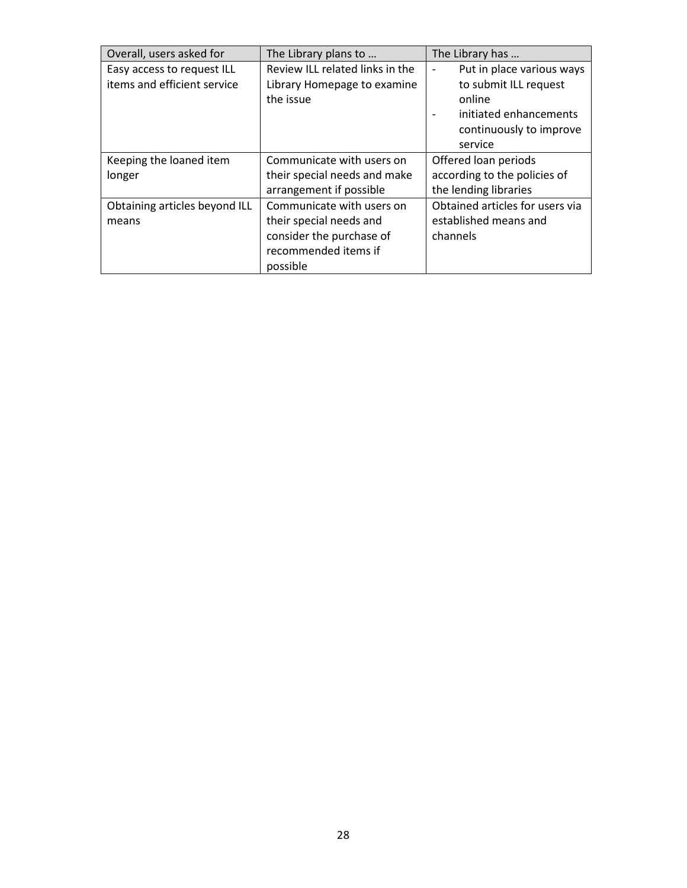| Overall, users asked for | The Library plans to … | The Library has … |
| --- | --- | --- |
| Easy access to request ILL items and efficient service | Review ILL related links in the Library Homepage to examine the issue | - Put in place various ways to submit ILL request online<br>- initiated enhancements continuously to improve service |
| Keeping the loaned item longer | Communicate with users on their special needs and make arrangement if possible | Offered loan periods according to the policies of the lending libraries |
| Obtaining articles beyond ILL means | Communicate with users on their special needs and consider the purchase of recommended items if possible | Obtained articles for users via established means and channels |